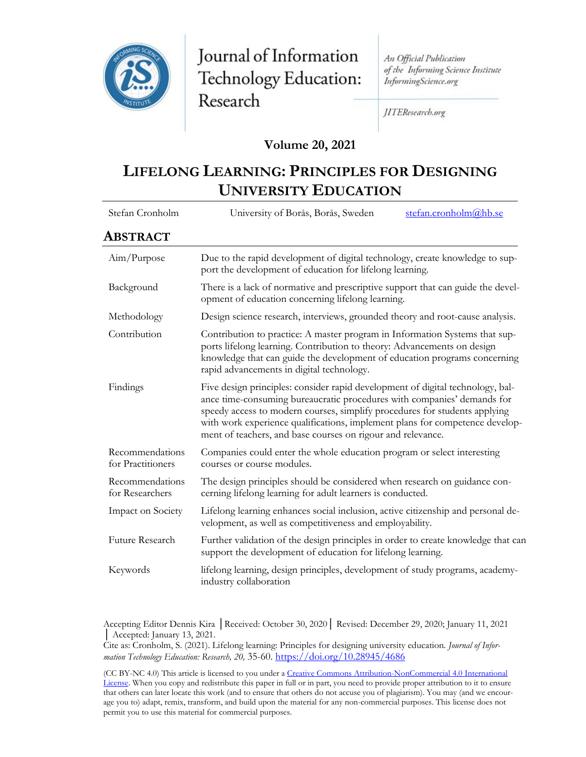Journal of Information Technology Education: Research

An Official Publication of the Informing Science Institute InformingScience.org

JITEResearch.org

**Volume 20, 2021**

# LIFELONG LEARNING: PRINCIPLES FOR DESIGNING UNIVERSITY EDUCATION

Stefan Cronholm — University of Borås, Borås, Sweden — stefan.cronholm@hb.se

## ABSTRACT

| | |
|---|---|
| Aim/Purpose | Due to the rapid development of digital technology, create knowledge to support the development of education for lifelong learning. |
| Background | There is a lack of normative and prescriptive support that can guide the development of education concerning lifelong learning. |
| Methodology | Design science research, interviews, grounded theory and root-cause analysis. |
| Contribution | Contribution to practice: A master program in Information Systems that supports lifelong learning. Contribution to theory: Advancements on design knowledge that can guide the development of education programs concerning rapid advancements in digital technology. |
| Findings | Five design principles: consider rapid development of digital technology, balance time-consuming bureaucratic procedures with companies' demands for speedy access to modern courses, simplify procedures for students applying with work experience qualifications, implement plans for competence development of teachers, and base courses on rigour and relevance. |
| Recommendations for Practitioners | Companies could enter the whole education program or select interesting courses or course modules. |
| Recommendations for Researchers | The design principles should be considered when research on guidance concerning lifelong learning for adult learners is conducted. |
| Impact on Society | Lifelong learning enhances social inclusion, active citizenship and personal development, as well as competitiveness and employability. |
| Future Research | Further validation of the design principles in order to create knowledge that can support the development of education for lifelong learning. |
| Keywords | lifelong learning, design principles, development of study programs, academy-industry collaboration |

Accepting Editor Dennis Kira │Received: October 30, 2020│ Revised: December 29, 2020; January 11, 2021 │ Accepted: January 13, 2021.

Cite as: Cronholm, S. (2021). Lifelong learning: Principles for designing university education. *Journal of Information Technology Education: Research, 20,* 35-60. https://doi.org/10.28945/4686

(CC BY-NC 4.0) This article is licensed to you under a Creative Commons Attribution-NonCommercial 4.0 International License. When you copy and redistribute this paper in full or in part, you need to provide proper attribution to it to ensure that others can later locate this work (and to ensure that others do not accuse you of plagiarism). You may (and we encourage you to) adapt, remix, transform, and build upon the material for any non-commercial purposes. This license does not permit you to use this material for commercial purposes.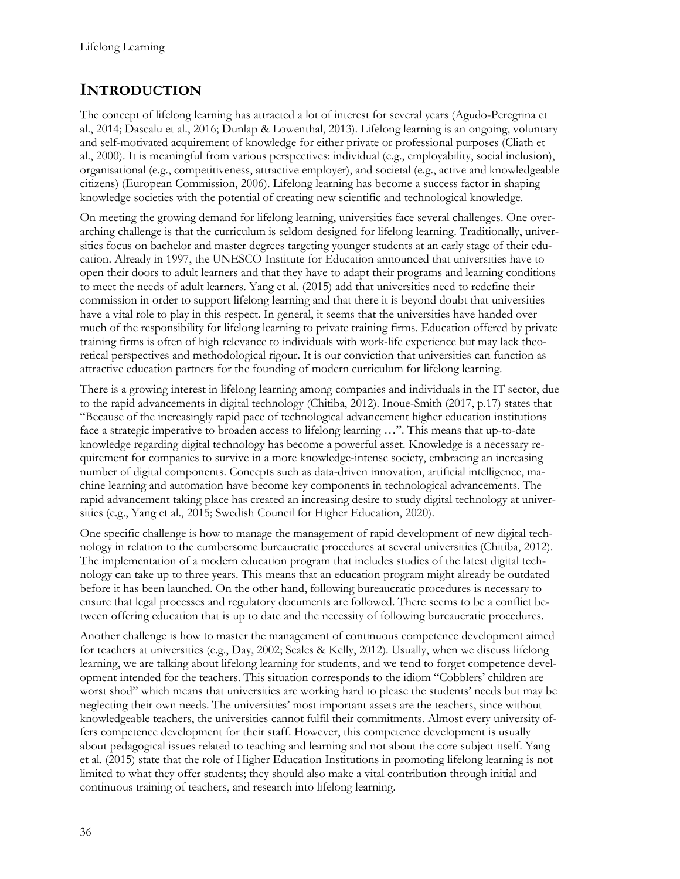## INTRODUCTION

The concept of lifelong learning has attracted a lot of interest for several years (Agudo-Peregrina et al., 2014; Dascalu et al., 2016; Dunlap & Lowenthal, 2013). Lifelong learning is an ongoing, voluntary and self-motivated acquirement of knowledge for either private or professional purposes (Cliath et al., 2000). It is meaningful from various perspectives: individual (e.g., employability, social inclusion), organisational (e.g., competitiveness, attractive employer), and societal (e.g., active and knowledgeable citizens) (European Commission, 2006). Lifelong learning has become a success factor in shaping knowledge societies with the potential of creating new scientific and technological knowledge.

On meeting the growing demand for lifelong learning, universities face several challenges. One overarching challenge is that the curriculum is seldom designed for lifelong learning. Traditionally, universities focus on bachelor and master degrees targeting younger students at an early stage of their education. Already in 1997, the UNESCO Institute for Education announced that universities have to open their doors to adult learners and that they have to adapt their programs and learning conditions to meet the needs of adult learners. Yang et al. (2015) add that universities need to redefine their commission in order to support lifelong learning and that there it is beyond doubt that universities have a vital role to play in this respect. In general, it seems that the universities have handed over much of the responsibility for lifelong learning to private training firms. Education offered by private training firms is often of high relevance to individuals with work-life experience but may lack theoretical perspectives and methodological rigour. It is our conviction that universities can function as attractive education partners for the founding of modern curriculum for lifelong learning.

There is a growing interest in lifelong learning among companies and individuals in the IT sector, due to the rapid advancements in digital technology (Chitiba, 2012). Inoue-Smith (2017, p.17) states that "Because of the increasingly rapid pace of technological advancement higher education institutions face a strategic imperative to broaden access to lifelong learning …". This means that up-to-date knowledge regarding digital technology has become a powerful asset. Knowledge is a necessary requirement for companies to survive in a more knowledge-intense society, embracing an increasing number of digital components. Concepts such as data-driven innovation, artificial intelligence, machine learning and automation have become key components in technological advancements. The rapid advancement taking place has created an increasing desire to study digital technology at universities (e.g., Yang et al., 2015; Swedish Council for Higher Education, 2020).

One specific challenge is how to manage the management of rapid development of new digital technology in relation to the cumbersome bureaucratic procedures at several universities (Chitiba, 2012). The implementation of a modern education program that includes studies of the latest digital technology can take up to three years. This means that an education program might already be outdated before it has been launched. On the other hand, following bureaucratic procedures is necessary to ensure that legal processes and regulatory documents are followed. There seems to be a conflict between offering education that is up to date and the necessity of following bureaucratic procedures.

Another challenge is how to master the management of continuous competence development aimed for teachers at universities (e.g., Day, 2002; Scales & Kelly, 2012). Usually, when we discuss lifelong learning, we are talking about lifelong learning for students, and we tend to forget competence development intended for the teachers. This situation corresponds to the idiom "Cobblers' children are worst shod" which means that universities are working hard to please the students' needs but may be neglecting their own needs. The universities' most important assets are the teachers, since without knowledgeable teachers, the universities cannot fulfil their commitments. Almost every university offers competence development for their staff. However, this competence development is usually about pedagogical issues related to teaching and learning and not about the core subject itself. Yang et al. (2015) state that the role of Higher Education Institutions in promoting lifelong learning is not limited to what they offer students; they should also make a vital contribution through initial and continuous training of teachers, and research into lifelong learning.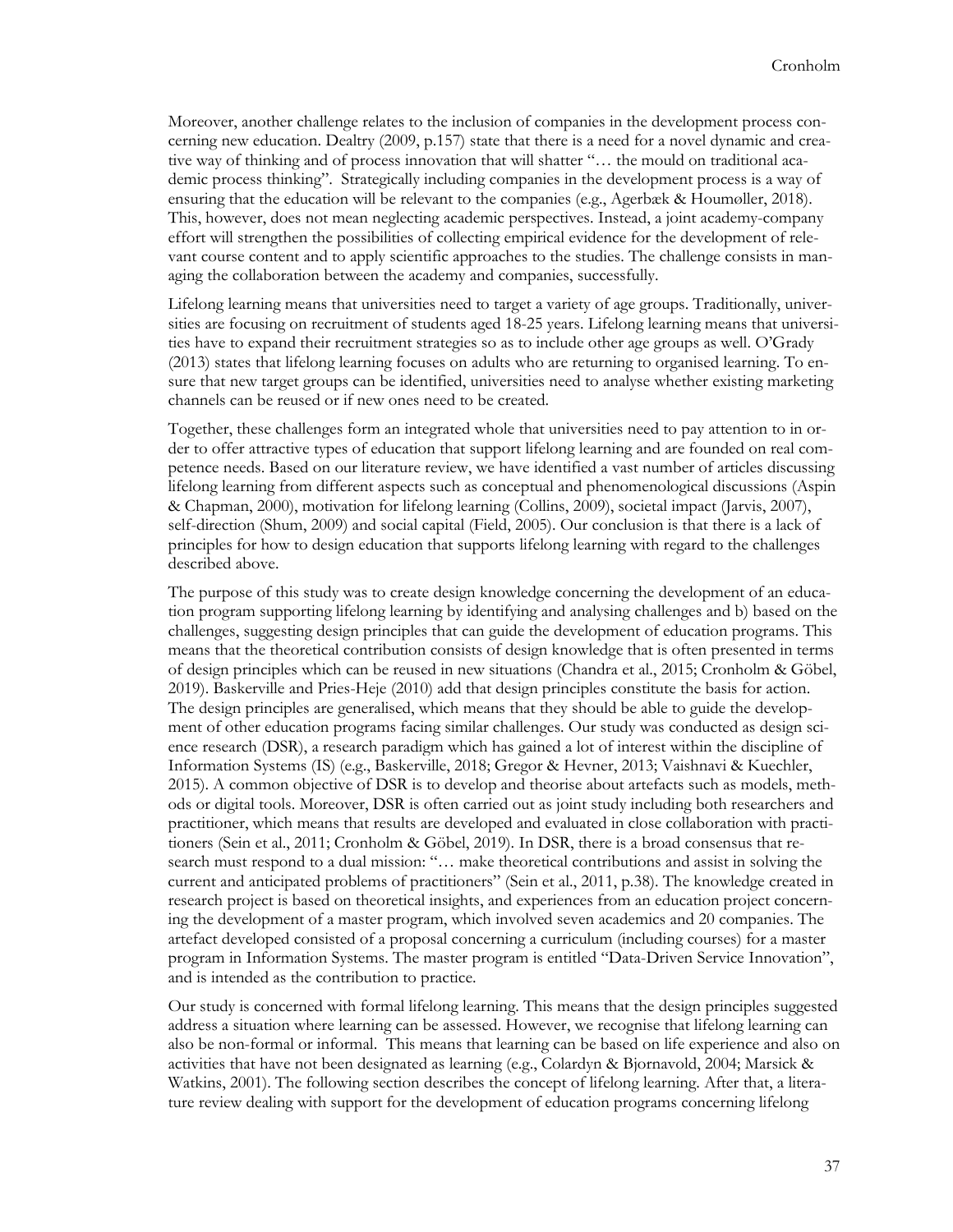Moreover, another challenge relates to the inclusion of companies in the development process concerning new education. Dealtry (2009, p.157) state that there is a need for a novel dynamic and creative way of thinking and of process innovation that will shatter "… the mould on traditional academic process thinking". Strategically including companies in the development process is a way of ensuring that the education will be relevant to the companies (e.g., Agerbæk & Houmøller, 2018). This, however, does not mean neglecting academic perspectives. Instead, a joint academy-company effort will strengthen the possibilities of collecting empirical evidence for the development of relevant course content and to apply scientific approaches to the studies. The challenge consists in managing the collaboration between the academy and companies, successfully.

Lifelong learning means that universities need to target a variety of age groups. Traditionally, universities are focusing on recruitment of students aged 18-25 years. Lifelong learning means that universities have to expand their recruitment strategies so as to include other age groups as well. O'Grady (2013) states that lifelong learning focuses on adults who are returning to organised learning. To ensure that new target groups can be identified, universities need to analyse whether existing marketing channels can be reused or if new ones need to be created.

Together, these challenges form an integrated whole that universities need to pay attention to in order to offer attractive types of education that support lifelong learning and are founded on real competence needs. Based on our literature review, we have identified a vast number of articles discussing lifelong learning from different aspects such as conceptual and phenomenological discussions (Aspin & Chapman, 2000), motivation for lifelong learning (Collins, 2009), societal impact (Jarvis, 2007), self-direction (Shum, 2009) and social capital (Field, 2005). Our conclusion is that there is a lack of principles for how to design education that supports lifelong learning with regard to the challenges described above.

The purpose of this study was to create design knowledge concerning the development of an education program supporting lifelong learning by identifying and analysing challenges and b) based on the challenges, suggesting design principles that can guide the development of education programs. This means that the theoretical contribution consists of design knowledge that is often presented in terms of design principles which can be reused in new situations (Chandra et al., 2015; Cronholm & Göbel, 2019). Baskerville and Pries-Heje (2010) add that design principles constitute the basis for action. The design principles are generalised, which means that they should be able to guide the development of other education programs facing similar challenges. Our study was conducted as design science research (DSR), a research paradigm which has gained a lot of interest within the discipline of Information Systems (IS) (e.g., Baskerville, 2018; Gregor & Hevner, 2013; Vaishnavi & Kuechler, 2015). A common objective of DSR is to develop and theorise about artefacts such as models, methods or digital tools. Moreover, DSR is often carried out as joint study including both researchers and practitioner, which means that results are developed and evaluated in close collaboration with practitioners (Sein et al., 2011; Cronholm & Göbel, 2019). In DSR, there is a broad consensus that research must respond to a dual mission: "… make theoretical contributions and assist in solving the current and anticipated problems of practitioners" (Sein et al., 2011, p.38). The knowledge created in research project is based on theoretical insights, and experiences from an education project concerning the development of a master program, which involved seven academics and 20 companies. The artefact developed consisted of a proposal concerning a curriculum (including courses) for a master program in Information Systems. The master program is entitled "Data-Driven Service Innovation", and is intended as the contribution to practice.

Our study is concerned with formal lifelong learning. This means that the design principles suggested address a situation where learning can be assessed. However, we recognise that lifelong learning can also be non-formal or informal. This means that learning can be based on life experience and also on activities that have not been designated as learning (e.g., Colardyn & Bjornavold, 2004; Marsick & Watkins, 2001). The following section describes the concept of lifelong learning. After that, a literature review dealing with support for the development of education programs concerning lifelong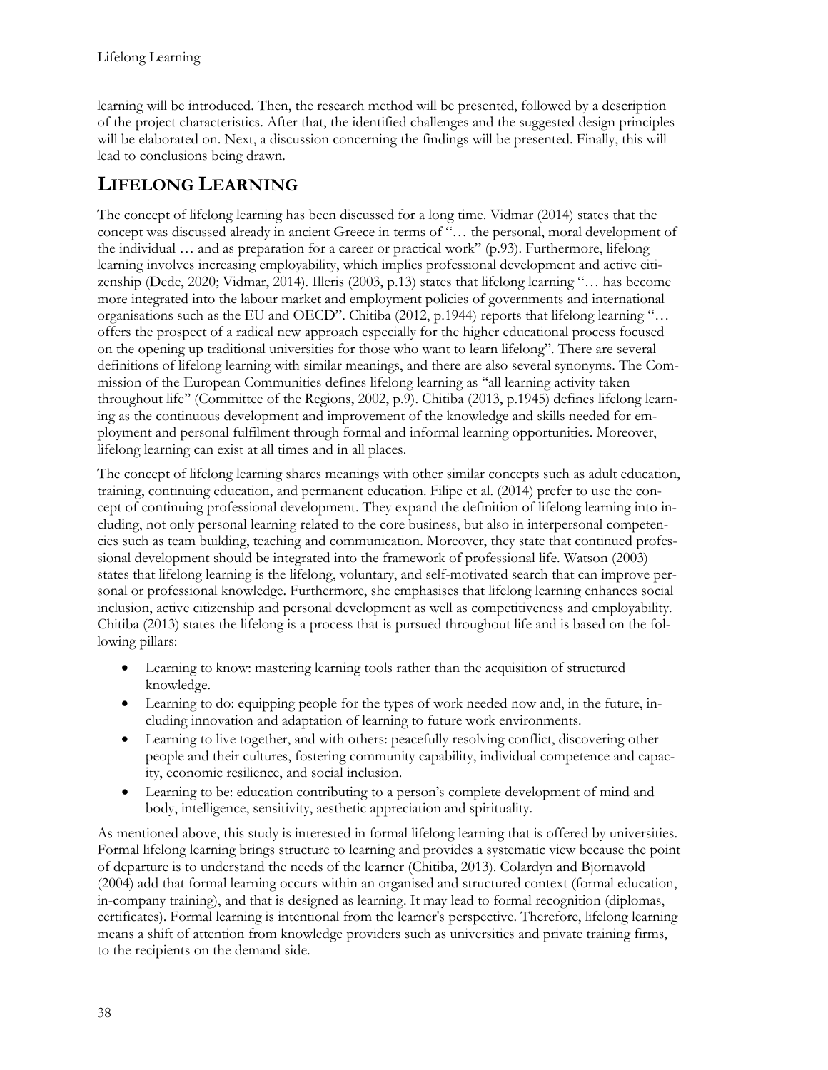learning will be introduced. Then, the research method will be presented, followed by a description of the project characteristics. After that, the identified challenges and the suggested design principles will be elaborated on. Next, a discussion concerning the findings will be presented. Finally, this will lead to conclusions being drawn.

## LIFELONG LEARNING

The concept of lifelong learning has been discussed for a long time. Vidmar (2014) states that the concept was discussed already in ancient Greece in terms of "… the personal, moral development of the individual … and as preparation for a career or practical work" (p.93). Furthermore, lifelong learning involves increasing employability, which implies professional development and active citizenship (Dede, 2020; Vidmar, 2014). Illeris (2003, p.13) states that lifelong learning "… has become more integrated into the labour market and employment policies of governments and international organisations such as the EU and OECD". Chitiba (2012, p.1944) reports that lifelong learning "… offers the prospect of a radical new approach especially for the higher educational process focused on the opening up traditional universities for those who want to learn lifelong". There are several definitions of lifelong learning with similar meanings, and there are also several synonyms. The Commission of the European Communities defines lifelong learning as "all learning activity taken throughout life" (Committee of the Regions, 2002, p.9). Chitiba (2013, p.1945) defines lifelong learning as the continuous development and improvement of the knowledge and skills needed for employment and personal fulfilment through formal and informal learning opportunities. Moreover, lifelong learning can exist at all times and in all places.

The concept of lifelong learning shares meanings with other similar concepts such as adult education, training, continuing education, and permanent education. Filipe et al. (2014) prefer to use the concept of continuing professional development. They expand the definition of lifelong learning into including, not only personal learning related to the core business, but also in interpersonal competencies such as team building, teaching and communication. Moreover, they state that continued professional development should be integrated into the framework of professional life. Watson (2003) states that lifelong learning is the lifelong, voluntary, and self-motivated search that can improve personal or professional knowledge. Furthermore, she emphasises that lifelong learning enhances social inclusion, active citizenship and personal development as well as competitiveness and employability. Chitiba (2013) states the lifelong is a process that is pursued throughout life and is based on the following pillars:

- Learning to know: mastering learning tools rather than the acquisition of structured knowledge.
- Learning to do: equipping people for the types of work needed now and, in the future, including innovation and adaptation of learning to future work environments.
- Learning to live together, and with others: peacefully resolving conflict, discovering other people and their cultures, fostering community capability, individual competence and capacity, economic resilience, and social inclusion.
- Learning to be: education contributing to a person's complete development of mind and body, intelligence, sensitivity, aesthetic appreciation and spirituality.

As mentioned above, this study is interested in formal lifelong learning that is offered by universities. Formal lifelong learning brings structure to learning and provides a systematic view because the point of departure is to understand the needs of the learner (Chitiba, 2013). Colardyn and Bjornavold (2004) add that formal learning occurs within an organised and structured context (formal education, in-company training), and that is designed as learning. It may lead to formal recognition (diplomas, certificates). Formal learning is intentional from the learner's perspective. Therefore, lifelong learning means a shift of attention from knowledge providers such as universities and private training firms, to the recipients on the demand side.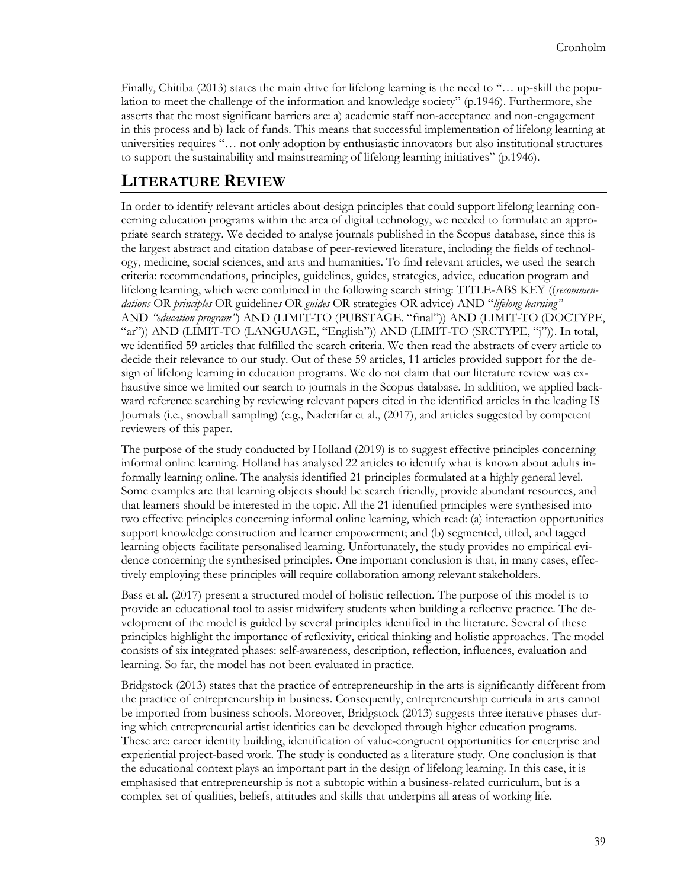Finally, Chitiba (2013) states the main drive for lifelong learning is the need to "… up-skill the population to meet the challenge of the information and knowledge society" (p.1946). Furthermore, she asserts that the most significant barriers are: a) academic staff non-acceptance and non-engagement in this process and b) lack of funds. This means that successful implementation of lifelong learning at universities requires "… not only adoption by enthusiastic innovators but also institutional structures to support the sustainability and mainstreaming of lifelong learning initiatives" (p.1946).

## LITERATURE REVIEW

In order to identify relevant articles about design principles that could support lifelong learning concerning education programs within the area of digital technology, we needed to formulate an appropriate search strategy. We decided to analyse journals published in the Scopus database, since this is the largest abstract and citation database of peer-reviewed literature, including the fields of technology, medicine, social sciences, and arts and humanities. To find relevant articles, we used the search criteria: recommendations, principles, guidelines, guides, strategies, advice, education program and lifelong learning, which were combined in the following search string: TITLE-ABS KEY ((*recommendations* OR *principles* OR guideline*s* OR *guides* OR strategies OR advice) AND "*lifelong learning"* AND *"education program"*) AND (LIMIT-TO (PUBSTAGE. "final")) AND (LIMIT-TO (DOCTYPE, "ar")) AND (LIMIT-TO (LANGUAGE, "English")) AND (LIMIT-TO (SRCTYPE, "j")). In total, we identified 59 articles that fulfilled the search criteria. We then read the abstracts of every article to decide their relevance to our study. Out of these 59 articles, 11 articles provided support for the design of lifelong learning in education programs. We do not claim that our literature review was exhaustive since we limited our search to journals in the Scopus database. In addition, we applied backward reference searching by reviewing relevant papers cited in the identified articles in the leading IS Journals (i.e., snowball sampling) (e.g., Naderifar et al., (2017), and articles suggested by competent reviewers of this paper.

The purpose of the study conducted by Holland (2019) is to suggest effective principles concerning informal online learning. Holland has analysed 22 articles to identify what is known about adults informally learning online. The analysis identified 21 principles formulated at a highly general level. Some examples are that learning objects should be search friendly, provide abundant resources, and that learners should be interested in the topic. All the 21 identified principles were synthesised into two effective principles concerning informal online learning, which read: (a) interaction opportunities support knowledge construction and learner empowerment; and (b) segmented, titled, and tagged learning objects facilitate personalised learning. Unfortunately, the study provides no empirical evidence concerning the synthesised principles. One important conclusion is that, in many cases, effectively employing these principles will require collaboration among relevant stakeholders.

Bass et al. (2017) present a structured model of holistic reflection. The purpose of this model is to provide an educational tool to assist midwifery students when building a reflective practice. The development of the model is guided by several principles identified in the literature. Several of these principles highlight the importance of reflexivity, critical thinking and holistic approaches. The model consists of six integrated phases: self-awareness, description, reflection, influences, evaluation and learning. So far, the model has not been evaluated in practice.

Bridgstock (2013) states that the practice of entrepreneurship in the arts is significantly different from the practice of entrepreneurship in business. Consequently, entrepreneurship curricula in arts cannot be imported from business schools. Moreover, Bridgstock (2013) suggests three iterative phases during which entrepreneurial artist identities can be developed through higher education programs. These are: career identity building, identification of value-congruent opportunities for enterprise and experiential project-based work. The study is conducted as a literature study. One conclusion is that the educational context plays an important part in the design of lifelong learning. In this case, it is emphasised that entrepreneurship is not a subtopic within a business-related curriculum, but is a complex set of qualities, beliefs, attitudes and skills that underpins all areas of working life.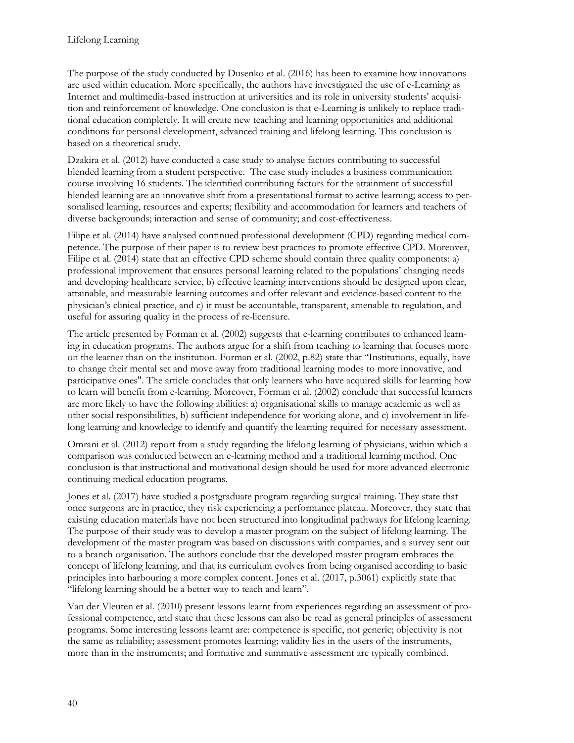The purpose of the study conducted by Dusenko et al. (2016) has been to examine how innovations are used within education. More specifically, the authors have investigated the use of e-Learning as Internet and multimedia-based instruction at universities and its role in university students' acquisition and reinforcement of knowledge. One conclusion is that e-Learning is unlikely to replace traditional education completely. It will create new teaching and learning opportunities and additional conditions for personal development, advanced training and lifelong learning. This conclusion is based on a theoretical study.

Dzakira et al. (2012) have conducted a case study to analyse factors contributing to successful blended learning from a student perspective. The case study includes a business communication course involving 16 students. The identified contributing factors for the attainment of successful blended learning are an innovative shift from a presentational format to active learning; access to personalised learning, resources and experts; flexibility and accommodation for learners and teachers of diverse backgrounds; interaction and sense of community; and cost-effectiveness.

Filipe et al. (2014) have analysed continued professional development (CPD) regarding medical competence. The purpose of their paper is to review best practices to promote effective CPD. Moreover, Filipe et al. (2014) state that an effective CPD scheme should contain three quality components: a) professional improvement that ensures personal learning related to the populations' changing needs and developing healthcare service, b) effective learning interventions should be designed upon clear, attainable, and measurable learning outcomes and offer relevant and evidence-based content to the physician's clinical practice, and c) it must be accountable, transparent, amenable to regulation, and useful for assuring quality in the process of re-licensure.

The article presented by Forman et al. (2002) suggests that e-learning contributes to enhanced learning in education programs. The authors argue for a shift from teaching to learning that focuses more on the learner than on the institution. Forman et al. (2002, p.82) state that "Institutions, equally, have to change their mental set and move away from traditional learning modes to more innovative, and participative ones". The article concludes that only learners who have acquired skills for learning how to learn will benefit from e-learning. Moreover, Forman et al. (2002) conclude that successful learners are more likely to have the following abilities: a) organisational skills to manage academic as well as other social responsibilities, b) sufficient independence for working alone, and c) involvement in lifelong learning and knowledge to identify and quantify the learning required for necessary assessment.

Omrani et al. (2012) report from a study regarding the lifelong learning of physicians, within which a comparison was conducted between an e-learning method and a traditional learning method. One conclusion is that instructional and motivational design should be used for more advanced electronic continuing medical education programs.

Jones et al. (2017) have studied a postgraduate program regarding surgical training. They state that once surgeons are in practice, they risk experiencing a performance plateau. Moreover, they state that existing education materials have not been structured into longitudinal pathways for lifelong learning. The purpose of their study was to develop a master program on the subject of lifelong learning. The development of the master program was based on discussions with companies, and a survey sent out to a branch organisation. The authors conclude that the developed master program embraces the concept of lifelong learning, and that its curriculum evolves from being organised according to basic principles into harbouring a more complex content. Jones et al. (2017, p.3061) explicitly state that "lifelong learning should be a better way to teach and learn".

Van der Vleuten et al. (2010) present lessons learnt from experiences regarding an assessment of professional competence, and state that these lessons can also be read as general principles of assessment programs. Some interesting lessons learnt are: competence is specific, not generic; objectivity is not the same as reliability; assessment promotes learning; validity lies in the users of the instruments, more than in the instruments; and formative and summative assessment are typically combined.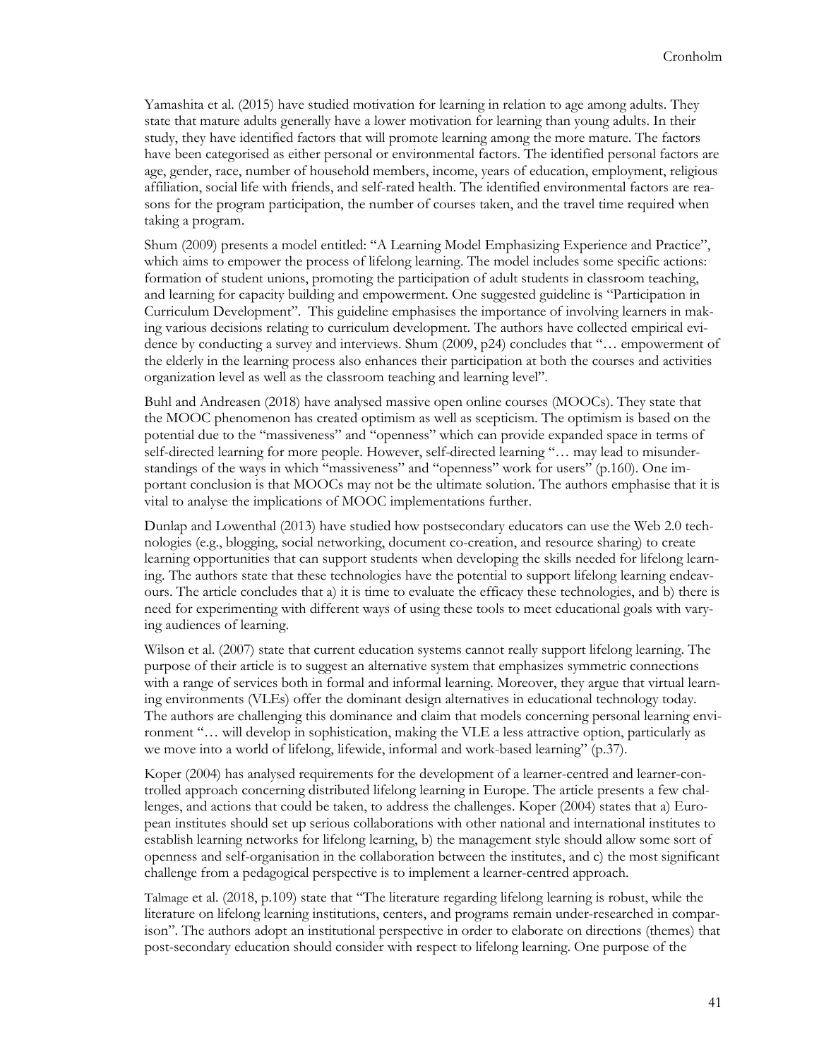Yamashita et al. (2015) have studied motivation for learning in relation to age among adults. They state that mature adults generally have a lower motivation for learning than young adults. In their study, they have identified factors that will promote learning among the more mature. The factors have been categorised as either personal or environmental factors. The identified personal factors are age, gender, race, number of household members, income, years of education, employment, religious affiliation, social life with friends, and self-rated health. The identified environmental factors are reasons for the program participation, the number of courses taken, and the travel time required when taking a program.

Shum (2009) presents a model entitled: "A Learning Model Emphasizing Experience and Practice", which aims to empower the process of lifelong learning. The model includes some specific actions: formation of student unions, promoting the participation of adult students in classroom teaching, and learning for capacity building and empowerment. One suggested guideline is "Participation in Curriculum Development". This guideline emphasises the importance of involving learners in making various decisions relating to curriculum development. The authors have collected empirical evidence by conducting a survey and interviews. Shum (2009, p24) concludes that "… empowerment of the elderly in the learning process also enhances their participation at both the courses and activities organization level as well as the classroom teaching and learning level".

Buhl and Andreasen (2018) have analysed massive open online courses (MOOCs). They state that the MOOC phenomenon has created optimism as well as scepticism. The optimism is based on the potential due to the "massiveness" and "openness" which can provide expanded space in terms of self-directed learning for more people. However, self-directed learning "… may lead to misunderstandings of the ways in which "massiveness" and "openness" work for users" (p.160). One important conclusion is that MOOCs may not be the ultimate solution. The authors emphasise that it is vital to analyse the implications of MOOC implementations further.

Dunlap and Lowenthal (2013) have studied how postsecondary educators can use the Web 2.0 technologies (e.g., blogging, social networking, document co-creation, and resource sharing) to create learning opportunities that can support students when developing the skills needed for lifelong learning. The authors state that these technologies have the potential to support lifelong learning endeavours. The article concludes that a) it is time to evaluate the efficacy these technologies, and b) there is need for experimenting with different ways of using these tools to meet educational goals with varying audiences of learning.

Wilson et al. (2007) state that current education systems cannot really support lifelong learning. The purpose of their article is to suggest an alternative system that emphasizes symmetric connections with a range of services both in formal and informal learning. Moreover, they argue that virtual learning environments (VLEs) offer the dominant design alternatives in educational technology today. The authors are challenging this dominance and claim that models concerning personal learning environment "… will develop in sophistication, making the VLE a less attractive option, particularly as we move into a world of lifelong, lifewide, informal and work-based learning" (p.37).

Koper (2004) has analysed requirements for the development of a learner-centred and learner-controlled approach concerning distributed lifelong learning in Europe. The article presents a few challenges, and actions that could be taken, to address the challenges. Koper (2004) states that a) European institutes should set up serious collaborations with other national and international institutes to establish learning networks for lifelong learning, b) the management style should allow some sort of openness and self-organisation in the collaboration between the institutes, and c) the most significant challenge from a pedagogical perspective is to implement a learner-centred approach.

Talmage et al. (2018, p.109) state that "The literature regarding lifelong learning is robust, while the literature on lifelong learning institutions, centers, and programs remain under-researched in comparison". The authors adopt an institutional perspective in order to elaborate on directions (themes) that post-secondary education should consider with respect to lifelong learning. One purpose of the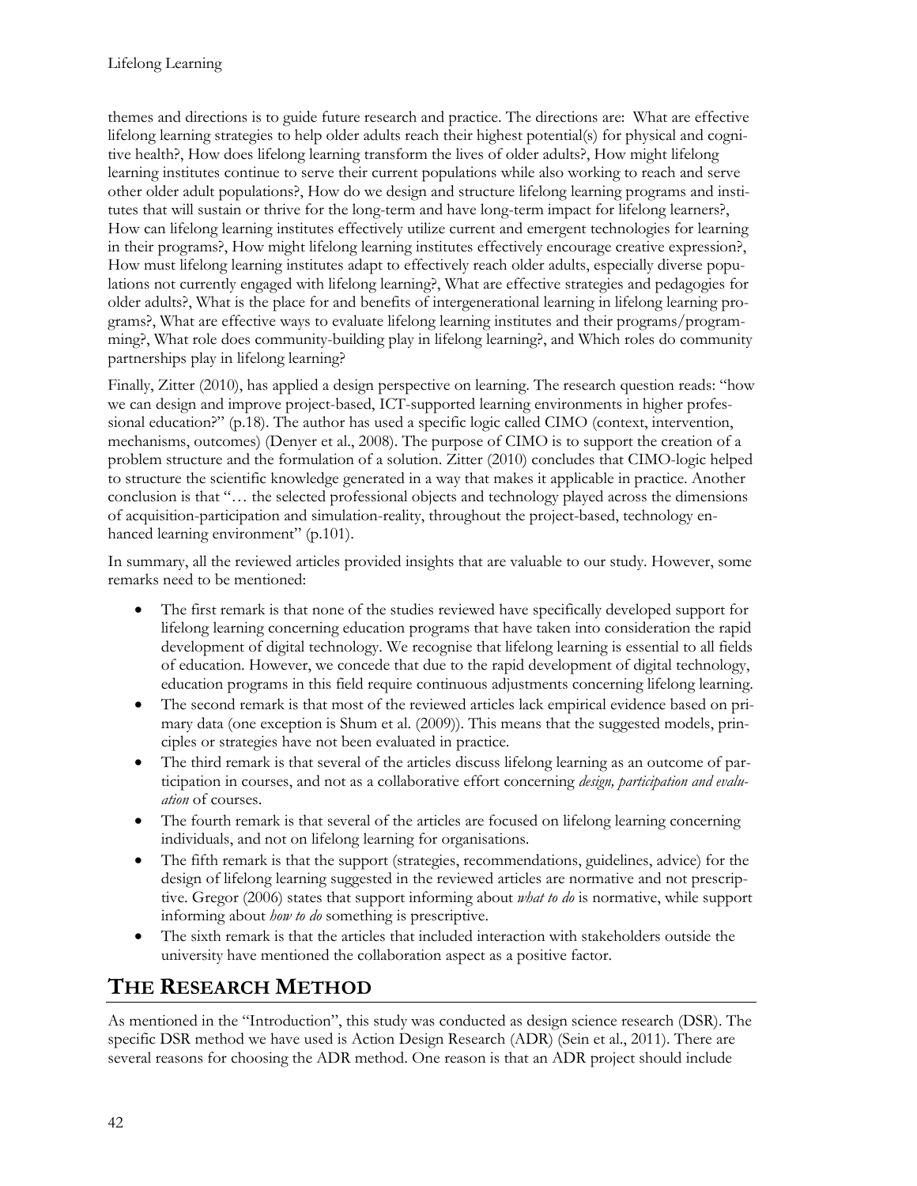themes and directions is to guide future research and practice. The directions are: What are effective lifelong learning strategies to help older adults reach their highest potential(s) for physical and cognitive health?, How does lifelong learning transform the lives of older adults?, How might lifelong learning institutes continue to serve their current populations while also working to reach and serve other older adult populations?, How do we design and structure lifelong learning programs and institutes that will sustain or thrive for the long-term and have long-term impact for lifelong learners?, How can lifelong learning institutes effectively utilize current and emergent technologies for learning in their programs?, How might lifelong learning institutes effectively encourage creative expression?, How must lifelong learning institutes adapt to effectively reach older adults, especially diverse populations not currently engaged with lifelong learning?, What are effective strategies and pedagogies for older adults?, What is the place for and benefits of intergenerational learning in lifelong learning programs?, What are effective ways to evaluate lifelong learning institutes and their programs/programming?, What role does community-building play in lifelong learning?, and Which roles do community partnerships play in lifelong learning?

Finally, Zitter (2010), has applied a design perspective on learning. The research question reads: "how we can design and improve project-based, ICT-supported learning environments in higher professional education?" (p.18). The author has used a specific logic called CIMO (context, intervention, mechanisms, outcomes) (Denyer et al., 2008). The purpose of CIMO is to support the creation of a problem structure and the formulation of a solution. Zitter (2010) concludes that CIMO-logic helped to structure the scientific knowledge generated in a way that makes it applicable in practice. Another conclusion is that "… the selected professional objects and technology played across the dimensions of acquisition-participation and simulation-reality, throughout the project-based, technology enhanced learning environment" (p.101).

In summary, all the reviewed articles provided insights that are valuable to our study. However, some remarks need to be mentioned:

- The first remark is that none of the studies reviewed have specifically developed support for lifelong learning concerning education programs that have taken into consideration the rapid development of digital technology. We recognise that lifelong learning is essential to all fields of education. However, we concede that due to the rapid development of digital technology, education programs in this field require continuous adjustments concerning lifelong learning.
- The second remark is that most of the reviewed articles lack empirical evidence based on primary data (one exception is Shum et al. (2009)). This means that the suggested models, principles or strategies have not been evaluated in practice.
- The third remark is that several of the articles discuss lifelong learning as an outcome of participation in courses, and not as a collaborative effort concerning *design, participation and evaluation* of courses.
- The fourth remark is that several of the articles are focused on lifelong learning concerning individuals, and not on lifelong learning for organisations.
- The fifth remark is that the support (strategies, recommendations, guidelines, advice) for the design of lifelong learning suggested in the reviewed articles are normative and not prescriptive. Gregor (2006) states that support informing about *what to do* is normative, while support informing about *how to do* something is prescriptive.
- The sixth remark is that the articles that included interaction with stakeholders outside the university have mentioned the collaboration aspect as a positive factor.

## THE RESEARCH METHOD

As mentioned in the "Introduction", this study was conducted as design science research (DSR). The specific DSR method we have used is Action Design Research (ADR) (Sein et al., 2011). There are several reasons for choosing the ADR method. One reason is that an ADR project should include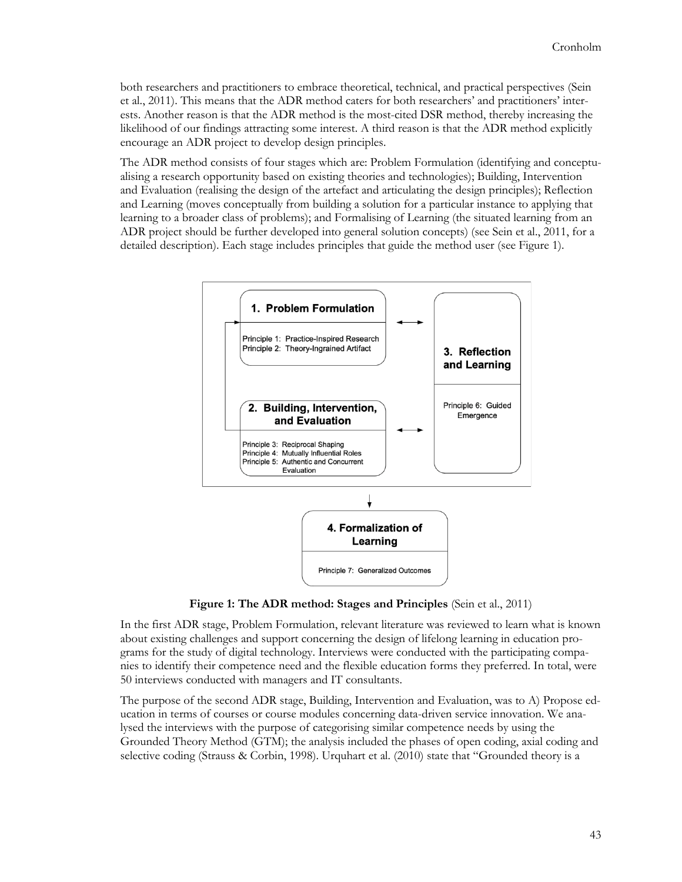both researchers and practitioners to embrace theoretical, technical, and practical perspectives (Sein et al., 2011). This means that the ADR method caters for both researchers' and practitioners' interests. Another reason is that the ADR method is the most-cited DSR method, thereby increasing the likelihood of our findings attracting some interest. A third reason is that the ADR method explicitly encourage an ADR project to develop design principles.

The ADR method consists of four stages which are: Problem Formulation (identifying and conceptualising a research opportunity based on existing theories and technologies); Building, Intervention and Evaluation (realising the design of the artefact and articulating the design principles); Reflection and Learning (moves conceptually from building a solution for a particular instance to applying that learning to a broader class of problems); and Formalising of Learning (the situated learning from an ADR project should be further developed into general solution concepts) (see Sein et al., 2011, for a detailed description). Each stage includes principles that guide the method user (see Figure 1).

**1. Problem Formulation**
Principle 1: Practice-Inspired Research
Principle 2: Theory-Ingrained Artifact

**2. Building, Intervention, and Evaluation**
Principle 3: Reciprocal Shaping
Principle 4: Mutually Influential Roles
Principle 5: Authentic and Concurrent Evaluation

**3. Reflection and Learning**
Principle 6: Guided Emergence

**4. Formalization of Learning**
Principle 7: Generalized Outcomes

**Figure 1: The ADR method: Stages and Principles** (Sein et al., 2011)

In the first ADR stage, Problem Formulation, relevant literature was reviewed to learn what is known about existing challenges and support concerning the design of lifelong learning in education programs for the study of digital technology. Interviews were conducted with the participating companies to identify their competence need and the flexible education forms they preferred. In total, were 50 interviews conducted with managers and IT consultants.

The purpose of the second ADR stage, Building, Intervention and Evaluation, was to A) Propose education in terms of courses or course modules concerning data-driven service innovation. We analysed the interviews with the purpose of categorising similar competence needs by using the Grounded Theory Method (GTM); the analysis included the phases of open coding, axial coding and selective coding (Strauss & Corbin, 1998). Urquhart et al. (2010) state that "Grounded theory is a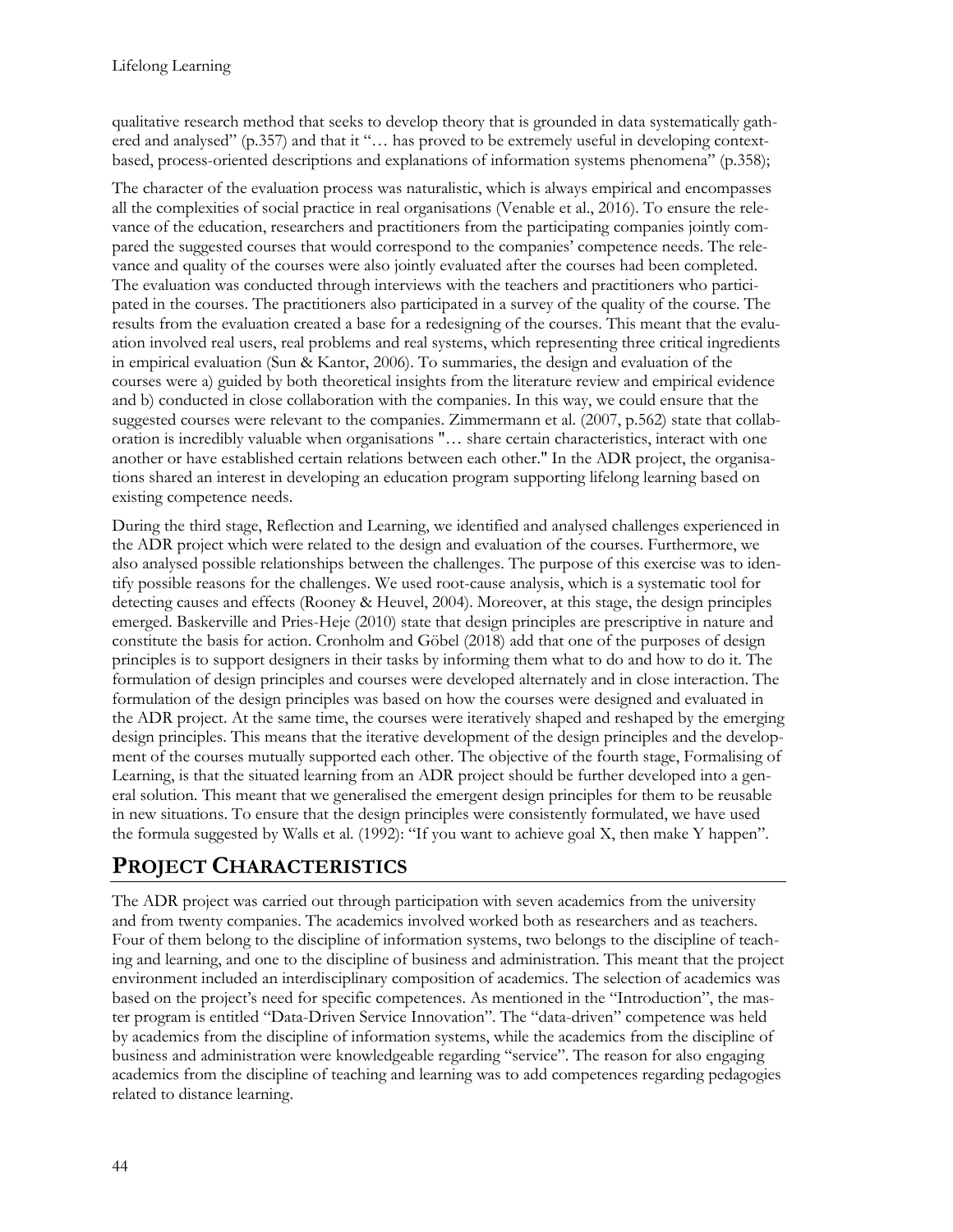qualitative research method that seeks to develop theory that is grounded in data systematically gathered and analysed" (p.357) and that it "… has proved to be extremely useful in developing context-based, process-oriented descriptions and explanations of information systems phenomena" (p.358);

The character of the evaluation process was naturalistic, which is always empirical and encompasses all the complexities of social practice in real organisations (Venable et al., 2016). To ensure the relevance of the education, researchers and practitioners from the participating companies jointly compared the suggested courses that would correspond to the companies' competence needs. The relevance and quality of the courses were also jointly evaluated after the courses had been completed. The evaluation was conducted through interviews with the teachers and practitioners who participated in the courses. The practitioners also participated in a survey of the quality of the course. The results from the evaluation created a base for a redesigning of the courses. This meant that the evaluation involved real users, real problems and real systems, which representing three critical ingredients in empirical evaluation (Sun & Kantor, 2006). To summaries, the design and evaluation of the courses were a) guided by both theoretical insights from the literature review and empirical evidence and b) conducted in close collaboration with the companies. In this way, we could ensure that the suggested courses were relevant to the companies. Zimmermann et al. (2007, p.562) state that collaboration is incredibly valuable when organisations "… share certain characteristics, interact with one another or have established certain relations between each other." In the ADR project, the organisations shared an interest in developing an education program supporting lifelong learning based on existing competence needs.

During the third stage, Reflection and Learning, we identified and analysed challenges experienced in the ADR project which were related to the design and evaluation of the courses. Furthermore, we also analysed possible relationships between the challenges. The purpose of this exercise was to identify possible reasons for the challenges. We used root-cause analysis, which is a systematic tool for detecting causes and effects (Rooney & Heuvel, 2004). Moreover, at this stage, the design principles emerged. Baskerville and Pries-Heje (2010) state that design principles are prescriptive in nature and constitute the basis for action. Cronholm and Göbel (2018) add that one of the purposes of design principles is to support designers in their tasks by informing them what to do and how to do it. The formulation of design principles and courses were developed alternately and in close interaction. The formulation of the design principles was based on how the courses were designed and evaluated in the ADR project. At the same time, the courses were iteratively shaped and reshaped by the emerging design principles. This means that the iterative development of the design principles and the development of the courses mutually supported each other. The objective of the fourth stage, Formalising of Learning, is that the situated learning from an ADR project should be further developed into a general solution. This meant that we generalised the emergent design principles for them to be reusable in new situations. To ensure that the design principles were consistently formulated, we have used the formula suggested by Walls et al. (1992): "If you want to achieve goal X, then make Y happen".

## PROJECT CHARACTERISTICS

The ADR project was carried out through participation with seven academics from the university and from twenty companies. The academics involved worked both as researchers and as teachers. Four of them belong to the discipline of information systems, two belongs to the discipline of teaching and learning, and one to the discipline of business and administration. This meant that the project environment included an interdisciplinary composition of academics. The selection of academics was based on the project's need for specific competences. As mentioned in the "Introduction", the master program is entitled "Data-Driven Service Innovation". The "data-driven" competence was held by academics from the discipline of information systems, while the academics from the discipline of business and administration were knowledgeable regarding "service". The reason for also engaging academics from the discipline of teaching and learning was to add competences regarding pedagogies related to distance learning.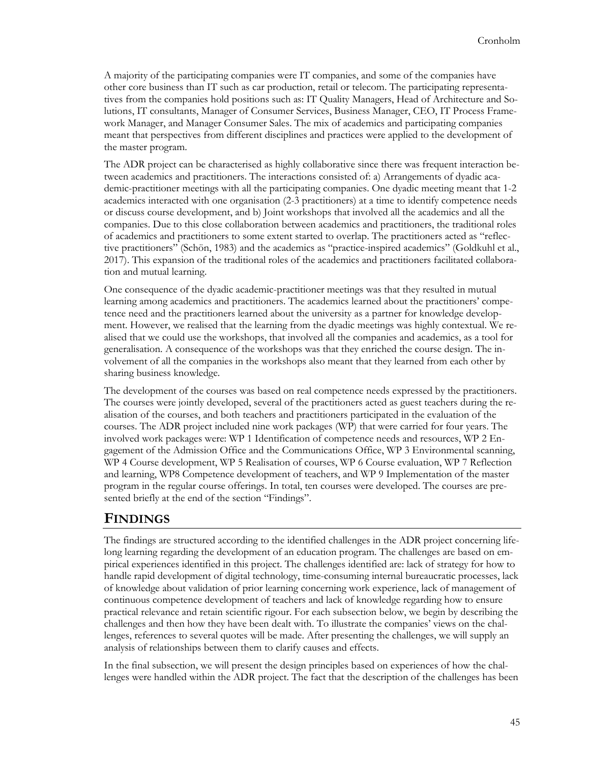A majority of the participating companies were IT companies, and some of the companies have other core business than IT such as car production, retail or telecom. The participating representatives from the companies hold positions such as: IT Quality Managers, Head of Architecture and Solutions, IT consultants, Manager of Consumer Services, Business Manager, CEO, IT Process Framework Manager, and Manager Consumer Sales. The mix of academics and participating companies meant that perspectives from different disciplines and practices were applied to the development of the master program.

The ADR project can be characterised as highly collaborative since there was frequent interaction between academics and practitioners. The interactions consisted of: a) Arrangements of dyadic academic-practitioner meetings with all the participating companies. One dyadic meeting meant that 1-2 academics interacted with one organisation (2-3 practitioners) at a time to identify competence needs or discuss course development, and b) Joint workshops that involved all the academics and all the companies. Due to this close collaboration between academics and practitioners, the traditional roles of academics and practitioners to some extent started to overlap. The practitioners acted as "reflective practitioners" (Schön, 1983) and the academics as "practice-inspired academics" (Goldkuhl et al., 2017). This expansion of the traditional roles of the academics and practitioners facilitated collaboration and mutual learning.

One consequence of the dyadic academic-practitioner meetings was that they resulted in mutual learning among academics and practitioners. The academics learned about the practitioners' competence need and the practitioners learned about the university as a partner for knowledge development. However, we realised that the learning from the dyadic meetings was highly contextual. We realised that we could use the workshops, that involved all the companies and academics, as a tool for generalisation. A consequence of the workshops was that they enriched the course design. The involvement of all the companies in the workshops also meant that they learned from each other by sharing business knowledge.

The development of the courses was based on real competence needs expressed by the practitioners. The courses were jointly developed, several of the practitioners acted as guest teachers during the realisation of the courses, and both teachers and practitioners participated in the evaluation of the courses. The ADR project included nine work packages (WP) that were carried for four years. The involved work packages were: WP 1 Identification of competence needs and resources, WP 2 Engagement of the Admission Office and the Communications Office, WP 3 Environmental scanning, WP 4 Course development, WP 5 Realisation of courses, WP 6 Course evaluation, WP 7 Reflection and learning, WP8 Competence development of teachers, and WP 9 Implementation of the master program in the regular course offerings. In total, ten courses were developed. The courses are presented briefly at the end of the section "Findings".

## FINDINGS

The findings are structured according to the identified challenges in the ADR project concerning lifelong learning regarding the development of an education program. The challenges are based on empirical experiences identified in this project. The challenges identified are: lack of strategy for how to handle rapid development of digital technology, time-consuming internal bureaucratic processes, lack of knowledge about validation of prior learning concerning work experience, lack of management of continuous competence development of teachers and lack of knowledge regarding how to ensure practical relevance and retain scientific rigour. For each subsection below, we begin by describing the challenges and then how they have been dealt with. To illustrate the companies' views on the challenges, references to several quotes will be made. After presenting the challenges, we will supply an analysis of relationships between them to clarify causes and effects.

In the final subsection, we will present the design principles based on experiences of how the challenges were handled within the ADR project. The fact that the description of the challenges has been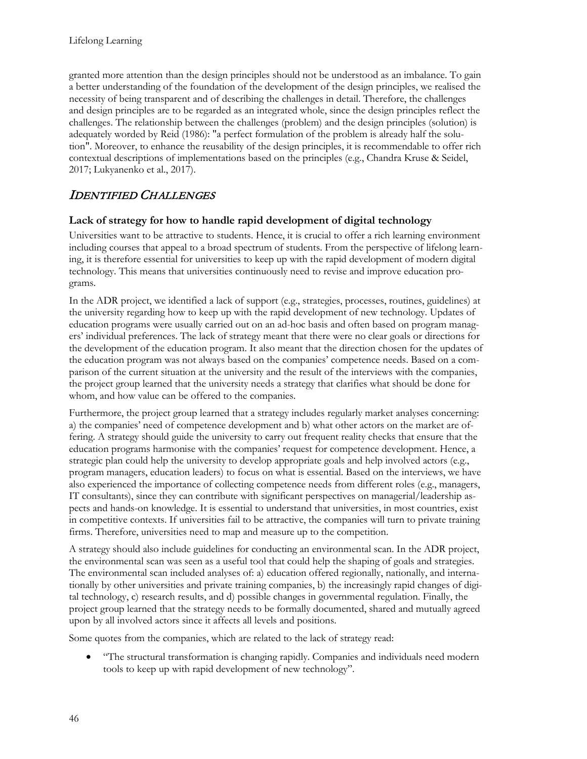granted more attention than the design principles should not be understood as an imbalance. To gain a better understanding of the foundation of the development of the design principles, we realised the necessity of being transparent and of describing the challenges in detail. Therefore, the challenges and design principles are to be regarded as an integrated whole, since the design principles reflect the challenges. The relationship between the challenges (problem) and the design principles (solution) is adequately worded by Reid (1986): "a perfect formulation of the problem is already half the solution". Moreover, to enhance the reusability of the design principles, it is recommendable to offer rich contextual descriptions of implementations based on the principles (e.g., Chandra Kruse & Seidel, 2017; Lukyanenko et al., 2017).

## *Identified Challenges*

### **Lack of strategy for how to handle rapid development of digital technology**

Universities want to be attractive to students. Hence, it is crucial to offer a rich learning environment including courses that appeal to a broad spectrum of students. From the perspective of lifelong learning, it is therefore essential for universities to keep up with the rapid development of modern digital technology. This means that universities continuously need to revise and improve education programs.

In the ADR project, we identified a lack of support (e.g., strategies, processes, routines, guidelines) at the university regarding how to keep up with the rapid development of new technology. Updates of education programs were usually carried out on an ad-hoc basis and often based on program managers' individual preferences. The lack of strategy meant that there were no clear goals or directions for the development of the education program. It also meant that the direction chosen for the updates of the education program was not always based on the companies' competence needs. Based on a comparison of the current situation at the university and the result of the interviews with the companies, the project group learned that the university needs a strategy that clarifies what should be done for whom, and how value can be offered to the companies.

Furthermore, the project group learned that a strategy includes regularly market analyses concerning: a) the companies' need of competence development and b) what other actors on the market are offering. A strategy should guide the university to carry out frequent reality checks that ensure that the education programs harmonise with the companies' request for competence development. Hence, a strategic plan could help the university to develop appropriate goals and help involved actors (e.g., program managers, education leaders) to focus on what is essential. Based on the interviews, we have also experienced the importance of collecting competence needs from different roles (e.g., managers, IT consultants), since they can contribute with significant perspectives on managerial/leadership aspects and hands-on knowledge. It is essential to understand that universities, in most countries, exist in competitive contexts. If universities fail to be attractive, the companies will turn to private training firms. Therefore, universities need to map and measure up to the competition.

A strategy should also include guidelines for conducting an environmental scan. In the ADR project, the environmental scan was seen as a useful tool that could help the shaping of goals and strategies. The environmental scan included analyses of: a) education offered regionally, nationally, and internationally by other universities and private training companies, b) the increasingly rapid changes of digital technology, c) research results, and d) possible changes in governmental regulation. Finally, the project group learned that the strategy needs to be formally documented, shared and mutually agreed upon by all involved actors since it affects all levels and positions.

Some quotes from the companies, which are related to the lack of strategy read:

- "The structural transformation is changing rapidly. Companies and individuals need modern tools to keep up with rapid development of new technology".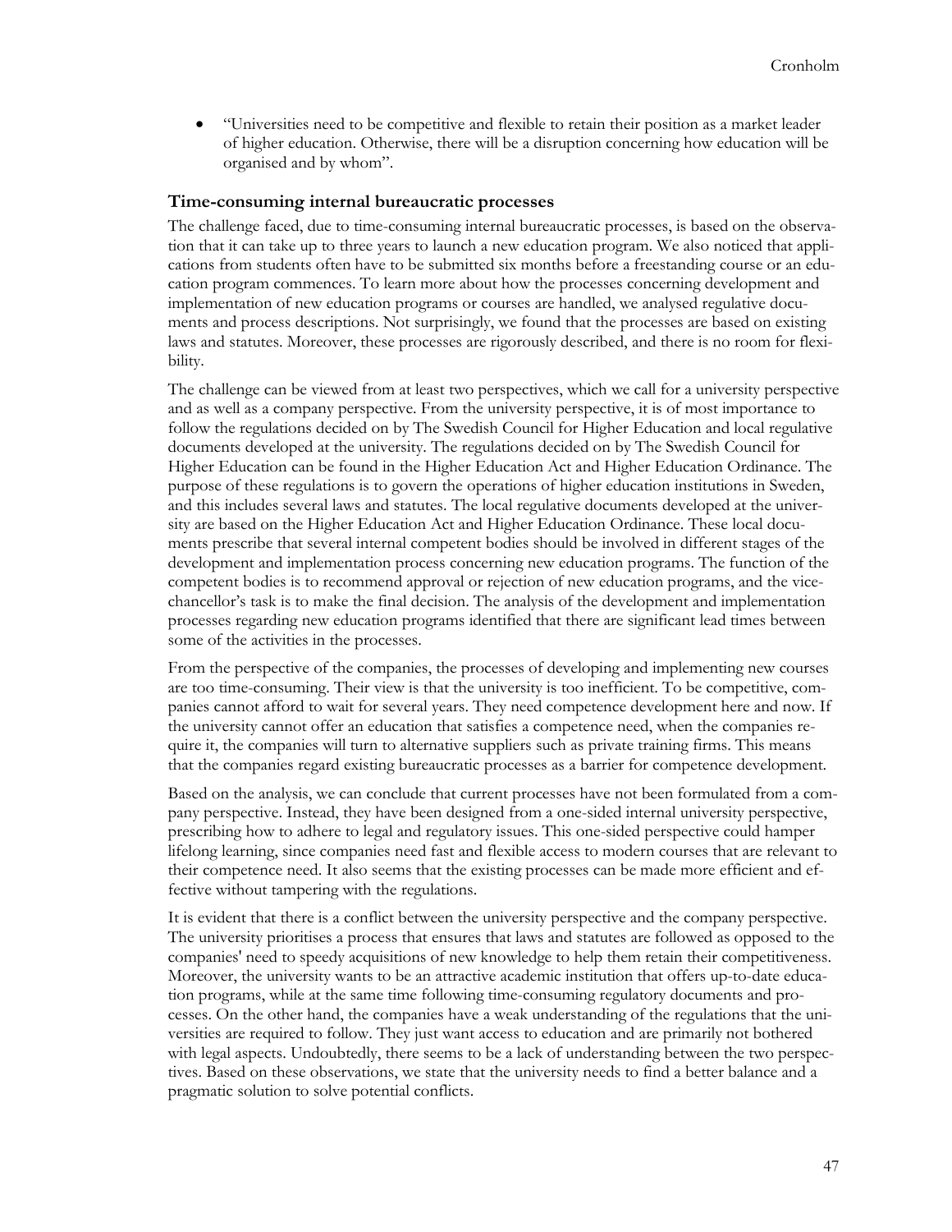- "Universities need to be competitive and flexible to retain their position as a market leader of higher education. Otherwise, there will be a disruption concerning how education will be organised and by whom".

### Time-consuming internal bureaucratic processes

The challenge faced, due to time-consuming internal bureaucratic processes, is based on the observation that it can take up to three years to launch a new education program. We also noticed that applications from students often have to be submitted six months before a freestanding course or an education program commences. To learn more about how the processes concerning development and implementation of new education programs or courses are handled, we analysed regulative documents and process descriptions. Not surprisingly, we found that the processes are based on existing laws and statutes. Moreover, these processes are rigorously described, and there is no room for flexibility.

The challenge can be viewed from at least two perspectives, which we call for a university perspective and as well as a company perspective. From the university perspective, it is of most importance to follow the regulations decided on by The Swedish Council for Higher Education and local regulative documents developed at the university. The regulations decided on by The Swedish Council for Higher Education can be found in the Higher Education Act and Higher Education Ordinance. The purpose of these regulations is to govern the operations of higher education institutions in Sweden, and this includes several laws and statutes. The local regulative documents developed at the university are based on the Higher Education Act and Higher Education Ordinance. These local documents prescribe that several internal competent bodies should be involved in different stages of the development and implementation process concerning new education programs. The function of the competent bodies is to recommend approval or rejection of new education programs, and the vice-chancellor's task is to make the final decision. The analysis of the development and implementation processes regarding new education programs identified that there are significant lead times between some of the activities in the processes.

From the perspective of the companies, the processes of developing and implementing new courses are too time-consuming. Their view is that the university is too inefficient. To be competitive, companies cannot afford to wait for several years. They need competence development here and now. If the university cannot offer an education that satisfies a competence need, when the companies require it, the companies will turn to alternative suppliers such as private training firms. This means that the companies regard existing bureaucratic processes as a barrier for competence development.

Based on the analysis, we can conclude that current processes have not been formulated from a company perspective. Instead, they have been designed from a one-sided internal university perspective, prescribing how to adhere to legal and regulatory issues. This one-sided perspective could hamper lifelong learning, since companies need fast and flexible access to modern courses that are relevant to their competence need. It also seems that the existing processes can be made more efficient and effective without tampering with the regulations.

It is evident that there is a conflict between the university perspective and the company perspective. The university prioritises a process that ensures that laws and statutes are followed as opposed to the companies' need to speedy acquisitions of new knowledge to help them retain their competitiveness. Moreover, the university wants to be an attractive academic institution that offers up-to-date education programs, while at the same time following time-consuming regulatory documents and processes. On the other hand, the companies have a weak understanding of the regulations that the universities are required to follow. They just want access to education and are primarily not bothered with legal aspects. Undoubtedly, there seems to be a lack of understanding between the two perspectives. Based on these observations, we state that the university needs to find a better balance and a pragmatic solution to solve potential conflicts.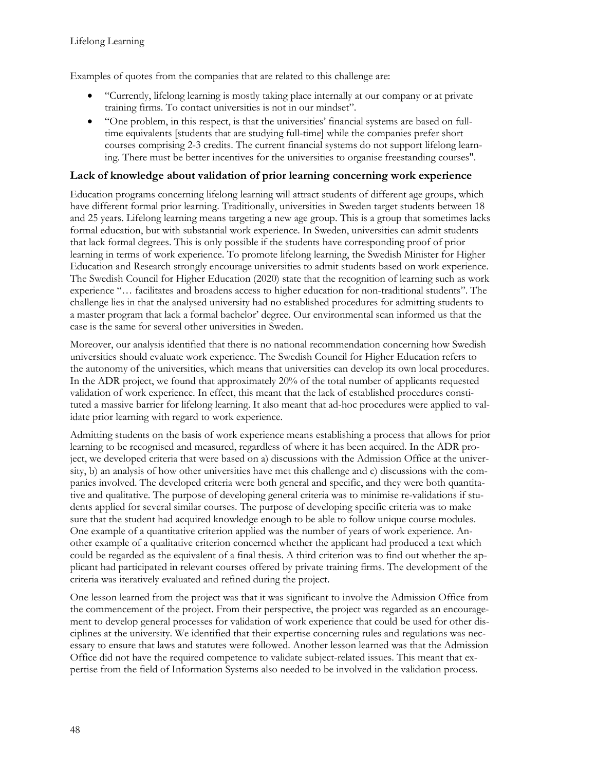Examples of quotes from the companies that are related to this challenge are:

- "Currently, lifelong learning is mostly taking place internally at our company or at private training firms. To contact universities is not in our mindset".
- "One problem, in this respect, is that the universities' financial systems are based on full-time equivalents [students that are studying full-time] while the companies prefer short courses comprising 2-3 credits. The current financial systems do not support lifelong learning. There must be better incentives for the universities to organise freestanding courses".

### Lack of knowledge about validation of prior learning concerning work experience

Education programs concerning lifelong learning will attract students of different age groups, which have different formal prior learning. Traditionally, universities in Sweden target students between 18 and 25 years. Lifelong learning means targeting a new age group. This is a group that sometimes lacks formal education, but with substantial work experience. In Sweden, universities can admit students that lack formal degrees. This is only possible if the students have corresponding proof of prior learning in terms of work experience. To promote lifelong learning, the Swedish Minister for Higher Education and Research strongly encourage universities to admit students based on work experience. The Swedish Council for Higher Education (2020) state that the recognition of learning such as work experience "… facilitates and broadens access to higher education for non-traditional students". The challenge lies in that the analysed university had no established procedures for admitting students to a master program that lack a formal bachelor' degree. Our environmental scan informed us that the case is the same for several other universities in Sweden.

Moreover, our analysis identified that there is no national recommendation concerning how Swedish universities should evaluate work experience. The Swedish Council for Higher Education refers to the autonomy of the universities, which means that universities can develop its own local procedures. In the ADR project, we found that approximately 20% of the total number of applicants requested validation of work experience. In effect, this meant that the lack of established procedures constituted a massive barrier for lifelong learning. It also meant that ad-hoc procedures were applied to validate prior learning with regard to work experience.

Admitting students on the basis of work experience means establishing a process that allows for prior learning to be recognised and measured, regardless of where it has been acquired. In the ADR project, we developed criteria that were based on a) discussions with the Admission Office at the university, b) an analysis of how other universities have met this challenge and c) discussions with the companies involved. The developed criteria were both general and specific, and they were both quantitative and qualitative. The purpose of developing general criteria was to minimise re-validations if students applied for several similar courses. The purpose of developing specific criteria was to make sure that the student had acquired knowledge enough to be able to follow unique course modules. One example of a quantitative criterion applied was the number of years of work experience. Another example of a qualitative criterion concerned whether the applicant had produced a text which could be regarded as the equivalent of a final thesis. A third criterion was to find out whether the applicant had participated in relevant courses offered by private training firms. The development of the criteria was iteratively evaluated and refined during the project.

One lesson learned from the project was that it was significant to involve the Admission Office from the commencement of the project. From their perspective, the project was regarded as an encouragement to develop general processes for validation of work experience that could be used for other disciplines at the university. We identified that their expertise concerning rules and regulations was necessary to ensure that laws and statutes were followed. Another lesson learned was that the Admission Office did not have the required competence to validate subject-related issues. This meant that expertise from the field of Information Systems also needed to be involved in the validation process.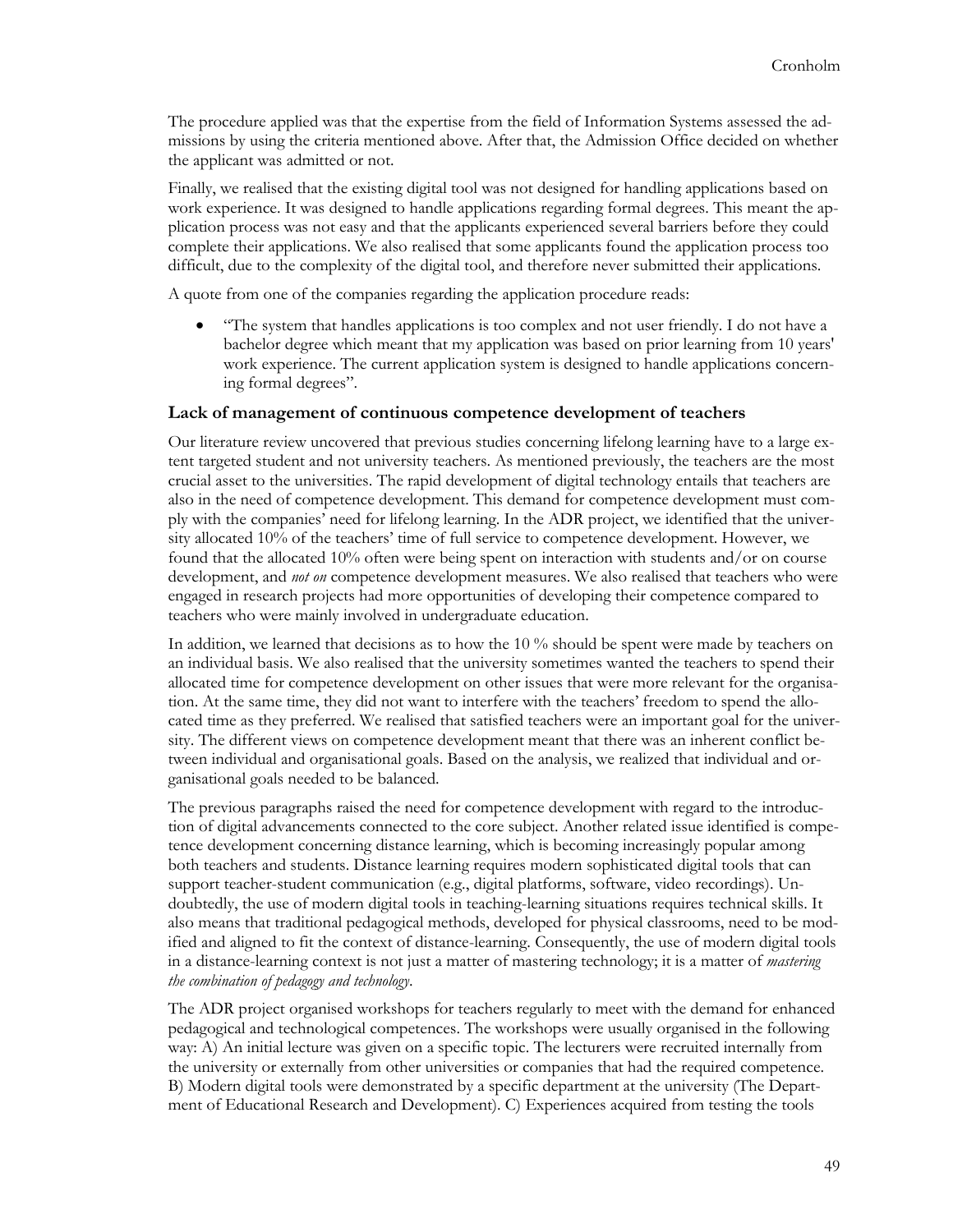The procedure applied was that the expertise from the field of Information Systems assessed the admissions by using the criteria mentioned above. After that, the Admission Office decided on whether the applicant was admitted or not.

Finally, we realised that the existing digital tool was not designed for handling applications based on work experience. It was designed to handle applications regarding formal degrees. This meant the application process was not easy and that the applicants experienced several barriers before they could complete their applications. We also realised that some applicants found the application process too difficult, due to the complexity of the digital tool, and therefore never submitted their applications.

A quote from one of the companies regarding the application procedure reads:

- "The system that handles applications is too complex and not user friendly. I do not have a bachelor degree which meant that my application was based on prior learning from 10 years' work experience. The current application system is designed to handle applications concerning formal degrees".

### Lack of management of continuous competence development of teachers

Our literature review uncovered that previous studies concerning lifelong learning have to a large extent targeted student and not university teachers. As mentioned previously, the teachers are the most crucial asset to the universities. The rapid development of digital technology entails that teachers are also in the need of competence development. This demand for competence development must comply with the companies' need for lifelong learning. In the ADR project, we identified that the university allocated 10% of the teachers' time of full service to competence development. However, we found that the allocated 10% often were being spent on interaction with students and/or on course development, and *not on* competence development measures. We also realised that teachers who were engaged in research projects had more opportunities of developing their competence compared to teachers who were mainly involved in undergraduate education.

In addition, we learned that decisions as to how the 10 % should be spent were made by teachers on an individual basis. We also realised that the university sometimes wanted the teachers to spend their allocated time for competence development on other issues that were more relevant for the organisation. At the same time, they did not want to interfere with the teachers' freedom to spend the allocated time as they preferred. We realised that satisfied teachers were an important goal for the university. The different views on competence development meant that there was an inherent conflict between individual and organisational goals. Based on the analysis, we realized that individual and organisational goals needed to be balanced.

The previous paragraphs raised the need for competence development with regard to the introduction of digital advancements connected to the core subject. Another related issue identified is competence development concerning distance learning, which is becoming increasingly popular among both teachers and students. Distance learning requires modern sophisticated digital tools that can support teacher-student communication (e.g., digital platforms, software, video recordings). Undoubtedly, the use of modern digital tools in teaching-learning situations requires technical skills. It also means that traditional pedagogical methods, developed for physical classrooms, need to be modified and aligned to fit the context of distance-learning. Consequently, the use of modern digital tools in a distance-learning context is not just a matter of mastering technology; it is a matter of *mastering the combination of pedagogy and technology*.

The ADR project organised workshops for teachers regularly to meet with the demand for enhanced pedagogical and technological competences. The workshops were usually organised in the following way: A) An initial lecture was given on a specific topic. The lecturers were recruited internally from the university or externally from other universities or companies that had the required competence. B) Modern digital tools were demonstrated by a specific department at the university (The Department of Educational Research and Development). C) Experiences acquired from testing the tools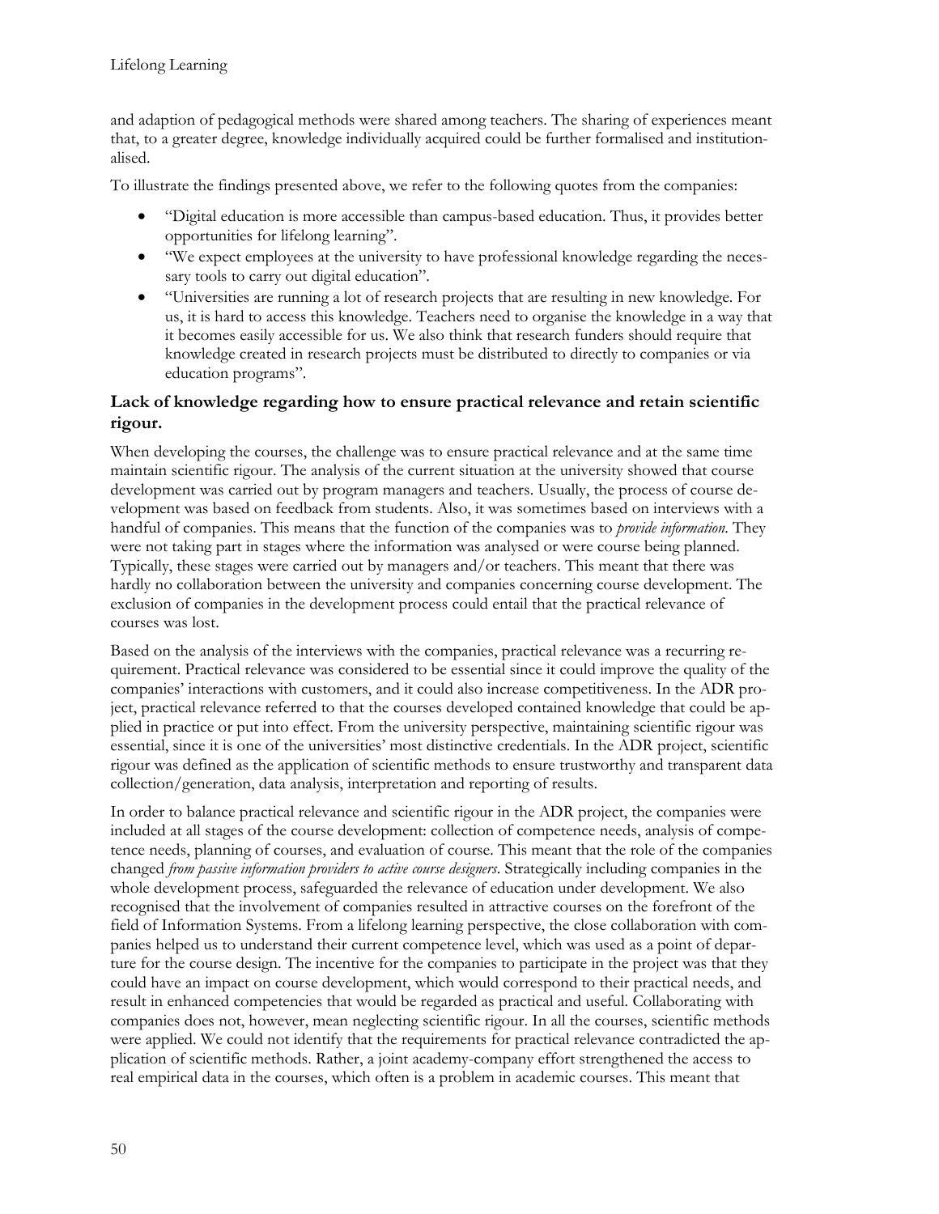and adaption of pedagogical methods were shared among teachers. The sharing of experiences meant that, to a greater degree, knowledge individually acquired could be further formalised and institutionalised.

To illustrate the findings presented above, we refer to the following quotes from the companies:

- "Digital education is more accessible than campus-based education. Thus, it provides better opportunities for lifelong learning".
- "We expect employees at the university to have professional knowledge regarding the necessary tools to carry out digital education".
- "Universities are running a lot of research projects that are resulting in new knowledge. For us, it is hard to access this knowledge. Teachers need to organise the knowledge in a way that it becomes easily accessible for us. We also think that research funders should require that knowledge created in research projects must be distributed to directly to companies or via education programs".

### Lack of knowledge regarding how to ensure practical relevance and retain scientific rigour.

When developing the courses, the challenge was to ensure practical relevance and at the same time maintain scientific rigour. The analysis of the current situation at the university showed that course development was carried out by program managers and teachers. Usually, the process of course development was based on feedback from students. Also, it was sometimes based on interviews with a handful of companies. This means that the function of the companies was to *provide information*. They were not taking part in stages where the information was analysed or were course being planned. Typically, these stages were carried out by managers and/or teachers. This meant that there was hardly no collaboration between the university and companies concerning course development. The exclusion of companies in the development process could entail that the practical relevance of courses was lost.

Based on the analysis of the interviews with the companies, practical relevance was a recurring requirement. Practical relevance was considered to be essential since it could improve the quality of the companies' interactions with customers, and it could also increase competitiveness. In the ADR project, practical relevance referred to that the courses developed contained knowledge that could be applied in practice or put into effect. From the university perspective, maintaining scientific rigour was essential, since it is one of the universities' most distinctive credentials. In the ADR project, scientific rigour was defined as the application of scientific methods to ensure trustworthy and transparent data collection/generation, data analysis, interpretation and reporting of results.

In order to balance practical relevance and scientific rigour in the ADR project, the companies were included at all stages of the course development: collection of competence needs, analysis of competence needs, planning of courses, and evaluation of course. This meant that the role of the companies changed *from passive information providers to active course designers*. Strategically including companies in the whole development process, safeguarded the relevance of education under development. We also recognised that the involvement of companies resulted in attractive courses on the forefront of the field of Information Systems. From a lifelong learning perspective, the close collaboration with companies helped us to understand their current competence level, which was used as a point of departure for the course design. The incentive for the companies to participate in the project was that they could have an impact on course development, which would correspond to their practical needs, and result in enhanced competencies that would be regarded as practical and useful. Collaborating with companies does not, however, mean neglecting scientific rigour. In all the courses, scientific methods were applied. We could not identify that the requirements for practical relevance contradicted the application of scientific methods. Rather, a joint academy-company effort strengthened the access to real empirical data in the courses, which often is a problem in academic courses. This meant that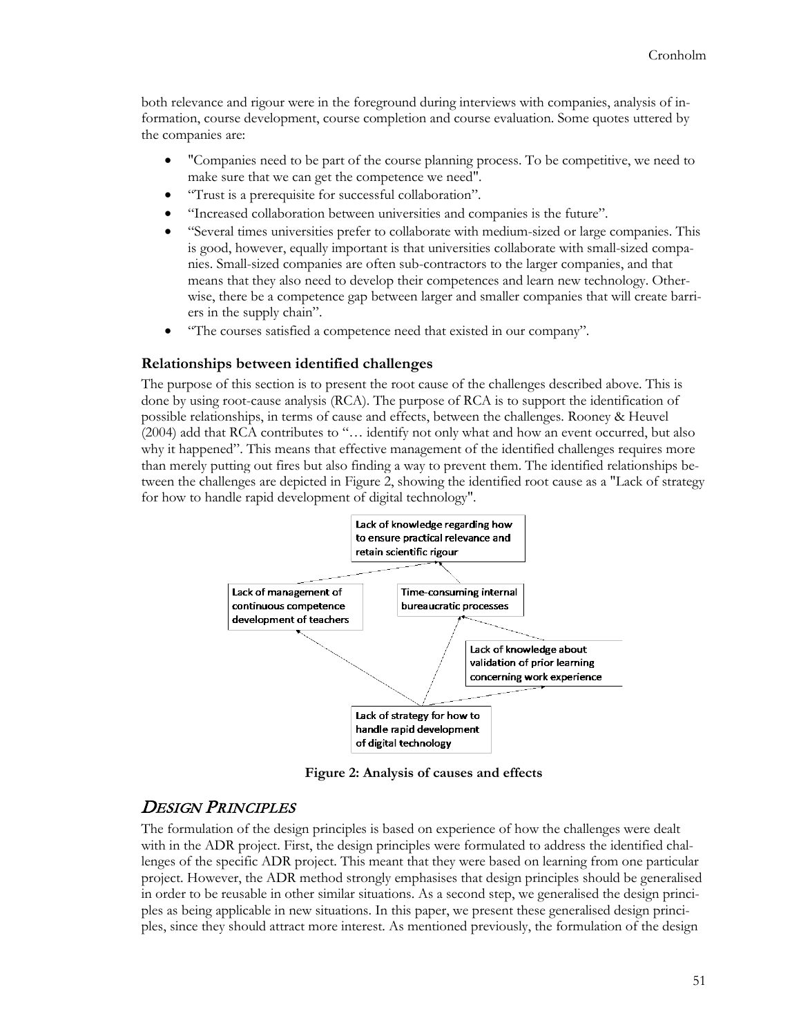both relevance and rigour were in the foreground during interviews with companies, analysis of information, course development, course completion and course evaluation. Some quotes uttered by the companies are:

- "Companies need to be part of the course planning process. To be competitive, we need to make sure that we can get the competence we need".
- "Trust is a prerequisite for successful collaboration".
- "Increased collaboration between universities and companies is the future".
- "Several times universities prefer to collaborate with medium-sized or large companies. This is good, however, equally important is that universities collaborate with small-sized companies. Small-sized companies are often sub-contractors to the larger companies, and that means that they also need to develop their competences and learn new technology. Otherwise, there be a competence gap between larger and smaller companies that will create barriers in the supply chain".
- "The courses satisfied a competence need that existed in our company".

### Relationships between identified challenges

The purpose of this section is to present the root cause of the challenges described above. This is done by using root-cause analysis (RCA). The purpose of RCA is to support the identification of possible relationships, in terms of cause and effects, between the challenges. Rooney & Heuvel (2004) add that RCA contributes to "… identify not only what and how an event occurred, but also why it happened". This means that effective management of the identified challenges requires more than merely putting out fires but also finding a way to prevent them. The identified relationships between the challenges are depicted in Figure 2, showing the identified root cause as a "Lack of strategy for how to handle rapid development of digital technology".

**Figure 2: Analysis of causes and effects**

## *Design Principles*

The formulation of the design principles is based on experience of how the challenges were dealt with in the ADR project. First, the design principles were formulated to address the identified challenges of the specific ADR project. This meant that they were based on learning from one particular project. However, the ADR method strongly emphasises that design principles should be generalised in order to be reusable in other similar situations. As a second step, we generalised the design principles as being applicable in new situations. In this paper, we present these generalised design principles, since they should attract more interest. As mentioned previously, the formulation of the design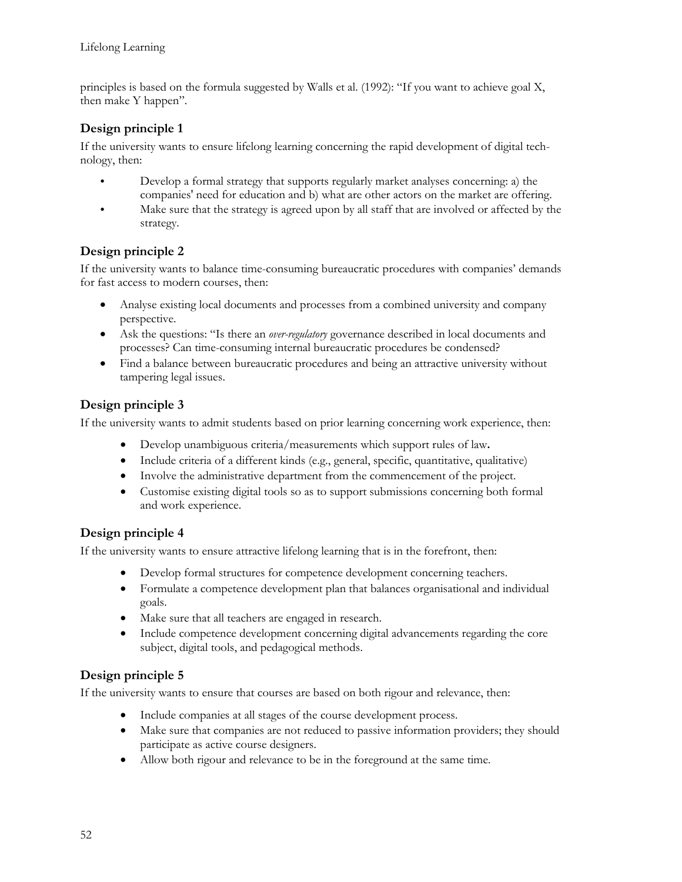principles is based on the formula suggested by Walls et al. (1992): "If you want to achieve goal X, then make Y happen".

### Design principle 1

If the university wants to ensure lifelong learning concerning the rapid development of digital technology, then:

- Develop a formal strategy that supports regularly market analyses concerning: a) the companies' need for education and b) what are other actors on the market are offering.
- Make sure that the strategy is agreed upon by all staff that are involved or affected by the strategy.

### Design principle 2

If the university wants to balance time-consuming bureaucratic procedures with companies' demands for fast access to modern courses, then:

- Analyse existing local documents and processes from a combined university and company perspective.
- Ask the questions: "Is there an *over-regulatory* governance described in local documents and processes? Can time-consuming internal bureaucratic procedures be condensed?
- Find a balance between bureaucratic procedures and being an attractive university without tampering legal issues.

### Design principle 3

If the university wants to admit students based on prior learning concerning work experience, then:

- Develop unambiguous criteria/measurements which support rules of law**.**
- Include criteria of a different kinds (e.g., general, specific, quantitative, qualitative)
- Involve the administrative department from the commencement of the project.
- Customise existing digital tools so as to support submissions concerning both formal and work experience.

### Design principle 4

If the university wants to ensure attractive lifelong learning that is in the forefront, then:

- Develop formal structures for competence development concerning teachers.
- Formulate a competence development plan that balances organisational and individual goals.
- Make sure that all teachers are engaged in research.
- Include competence development concerning digital advancements regarding the core subject, digital tools, and pedagogical methods.

### Design principle 5

If the university wants to ensure that courses are based on both rigour and relevance, then:

- Include companies at all stages of the course development process.
- Make sure that companies are not reduced to passive information providers; they should participate as active course designers.
- Allow both rigour and relevance to be in the foreground at the same time.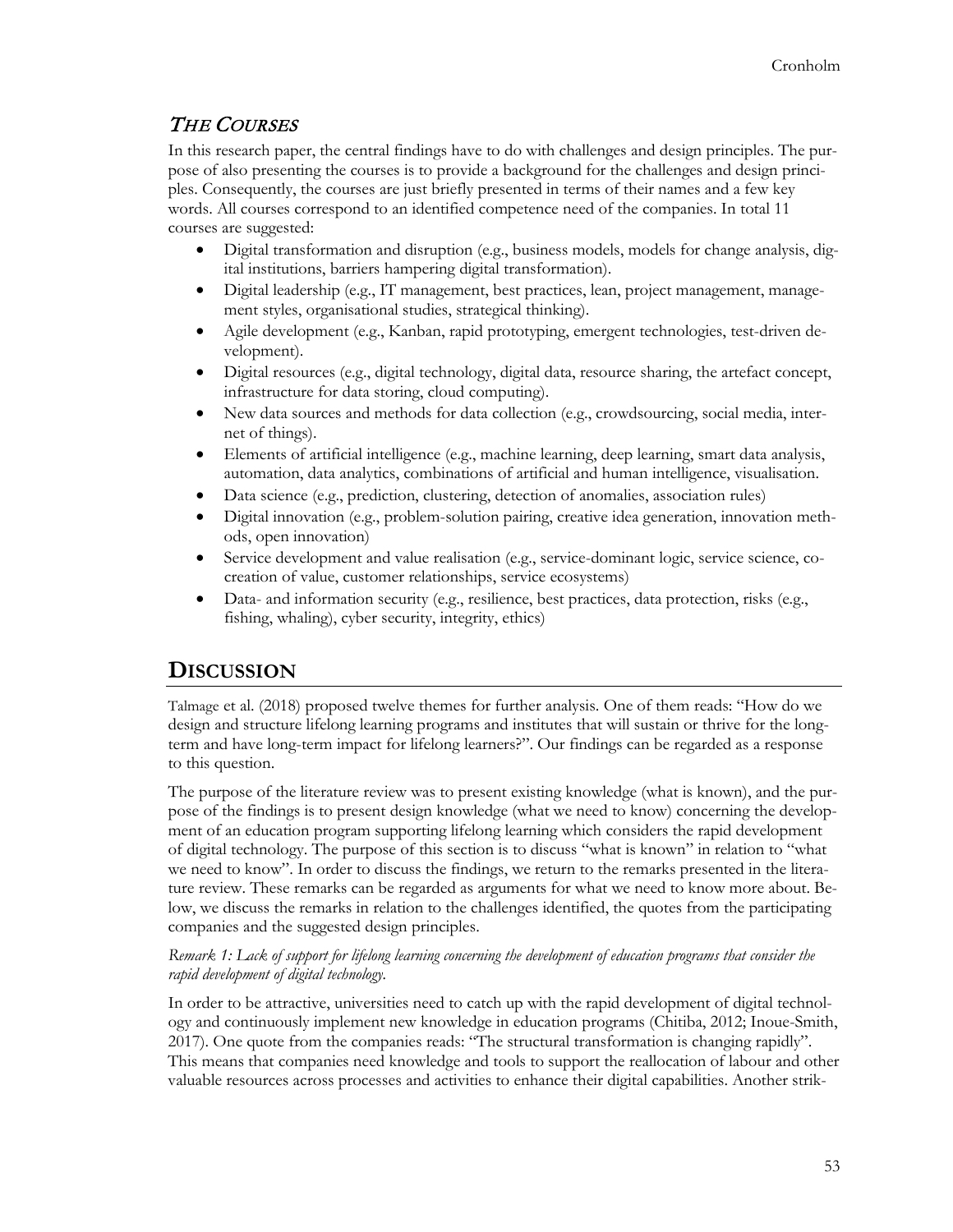### *The Courses*

In this research paper, the central findings have to do with challenges and design principles. The purpose of also presenting the courses is to provide a background for the challenges and design principles. Consequently, the courses are just briefly presented in terms of their names and a few key words. All courses correspond to an identified competence need of the companies. In total 11 courses are suggested:

- Digital transformation and disruption (e.g., business models, models for change analysis, digital institutions, barriers hampering digital transformation).
- Digital leadership (e.g., IT management, best practices, lean, project management, management styles, organisational studies, strategical thinking).
- Agile development (e.g., Kanban, rapid prototyping, emergent technologies, test-driven development).
- Digital resources (e.g., digital technology, digital data, resource sharing, the artefact concept, infrastructure for data storing, cloud computing).
- New data sources and methods for data collection (e.g., crowdsourcing, social media, internet of things).
- Elements of artificial intelligence (e.g., machine learning, deep learning, smart data analysis, automation, data analytics, combinations of artificial and human intelligence, visualisation.
- Data science (e.g., prediction, clustering, detection of anomalies, association rules)
- Digital innovation (e.g., problem-solution pairing, creative idea generation, innovation methods, open innovation)
- Service development and value realisation (e.g., service-dominant logic, service science, co-creation of value, customer relationships, service ecosystems)
- Data- and information security (e.g., resilience, best practices, data protection, risks (e.g., fishing, whaling), cyber security, integrity, ethics)

## Discussion

Talmage et al. (2018) proposed twelve themes for further analysis. One of them reads: "How do we design and structure lifelong learning programs and institutes that will sustain or thrive for the long-term and have long-term impact for lifelong learners?". Our findings can be regarded as a response to this question.

The purpose of the literature review was to present existing knowledge (what is known), and the purpose of the findings is to present design knowledge (what we need to know) concerning the development of an education program supporting lifelong learning which considers the rapid development of digital technology. The purpose of this section is to discuss "what is known" in relation to "what we need to know". In order to discuss the findings, we return to the remarks presented in the literature review. These remarks can be regarded as arguments for what we need to know more about. Below, we discuss the remarks in relation to the challenges identified, the quotes from the participating companies and the suggested design principles.

*Remark 1: Lack of support for lifelong learning concerning the development of education programs that consider the rapid development of digital technology.*

In order to be attractive, universities need to catch up with the rapid development of digital technology and continuously implement new knowledge in education programs (Chitiba, 2012; Inoue-Smith, 2017). One quote from the companies reads: "The structural transformation is changing rapidly". This means that companies need knowledge and tools to support the reallocation of labour and other valuable resources across processes and activities to enhance their digital capabilities. Another strik-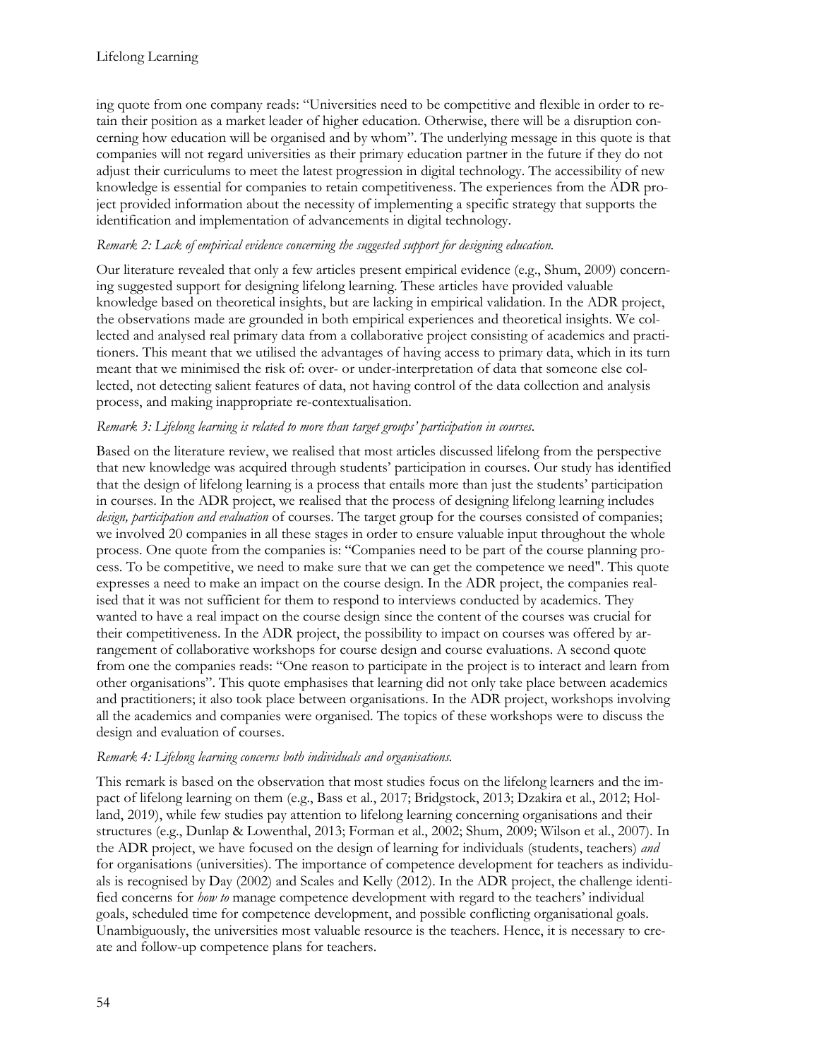ing quote from one company reads: "Universities need to be competitive and flexible in order to retain their position as a market leader of higher education. Otherwise, there will be a disruption concerning how education will be organised and by whom". The underlying message in this quote is that companies will not regard universities as their primary education partner in the future if they do not adjust their curriculums to meet the latest progression in digital technology. The accessibility of new knowledge is essential for companies to retain competitiveness. The experiences from the ADR project provided information about the necessity of implementing a specific strategy that supports the identification and implementation of advancements in digital technology.

*Remark 2: Lack of empirical evidence concerning the suggested support for designing education.*

Our literature revealed that only a few articles present empirical evidence (e.g., Shum, 2009) concerning suggested support for designing lifelong learning. These articles have provided valuable knowledge based on theoretical insights, but are lacking in empirical validation. In the ADR project, the observations made are grounded in both empirical experiences and theoretical insights. We collected and analysed real primary data from a collaborative project consisting of academics and practitioners. This meant that we utilised the advantages of having access to primary data, which in its turn meant that we minimised the risk of: over- or under-interpretation of data that someone else collected, not detecting salient features of data, not having control of the data collection and analysis process, and making inappropriate re-contextualisation.

*Remark 3: Lifelong learning is related to more than target groups' participation in courses.*

Based on the literature review, we realised that most articles discussed lifelong from the perspective that new knowledge was acquired through students' participation in courses. Our study has identified that the design of lifelong learning is a process that entails more than just the students' participation in courses. In the ADR project, we realised that the process of designing lifelong learning includes *design, participation and evaluation* of courses. The target group for the courses consisted of companies; we involved 20 companies in all these stages in order to ensure valuable input throughout the whole process. One quote from the companies is: "Companies need to be part of the course planning process. To be competitive, we need to make sure that we can get the competence we need". This quote expresses a need to make an impact on the course design. In the ADR project, the companies realised that it was not sufficient for them to respond to interviews conducted by academics. They wanted to have a real impact on the course design since the content of the courses was crucial for their competitiveness. In the ADR project, the possibility to impact on courses was offered by arrangement of collaborative workshops for course design and course evaluations. A second quote from one the companies reads: "One reason to participate in the project is to interact and learn from other organisations". This quote emphasises that learning did not only take place between academics and practitioners; it also took place between organisations. In the ADR project, workshops involving all the academics and companies were organised. The topics of these workshops were to discuss the design and evaluation of courses.

*Remark 4: Lifelong learning concerns both individuals and organisations.*

This remark is based on the observation that most studies focus on the lifelong learners and the impact of lifelong learning on them (e.g., Bass et al., 2017; Bridgstock, 2013; Dzakira et al., 2012; Holland, 2019), while few studies pay attention to lifelong learning concerning organisations and their structures (e.g., Dunlap & Lowenthal, 2013; Forman et al., 2002; Shum, 2009; Wilson et al., 2007). In the ADR project, we have focused on the design of learning for individuals (students, teachers) *and* for organisations (universities). The importance of competence development for teachers as individuals is recognised by Day (2002) and Scales and Kelly (2012). In the ADR project, the challenge identified concerns for *how to* manage competence development with regard to the teachers' individual goals, scheduled time for competence development, and possible conflicting organisational goals. Unambiguously, the universities most valuable resource is the teachers. Hence, it is necessary to create and follow-up competence plans for teachers.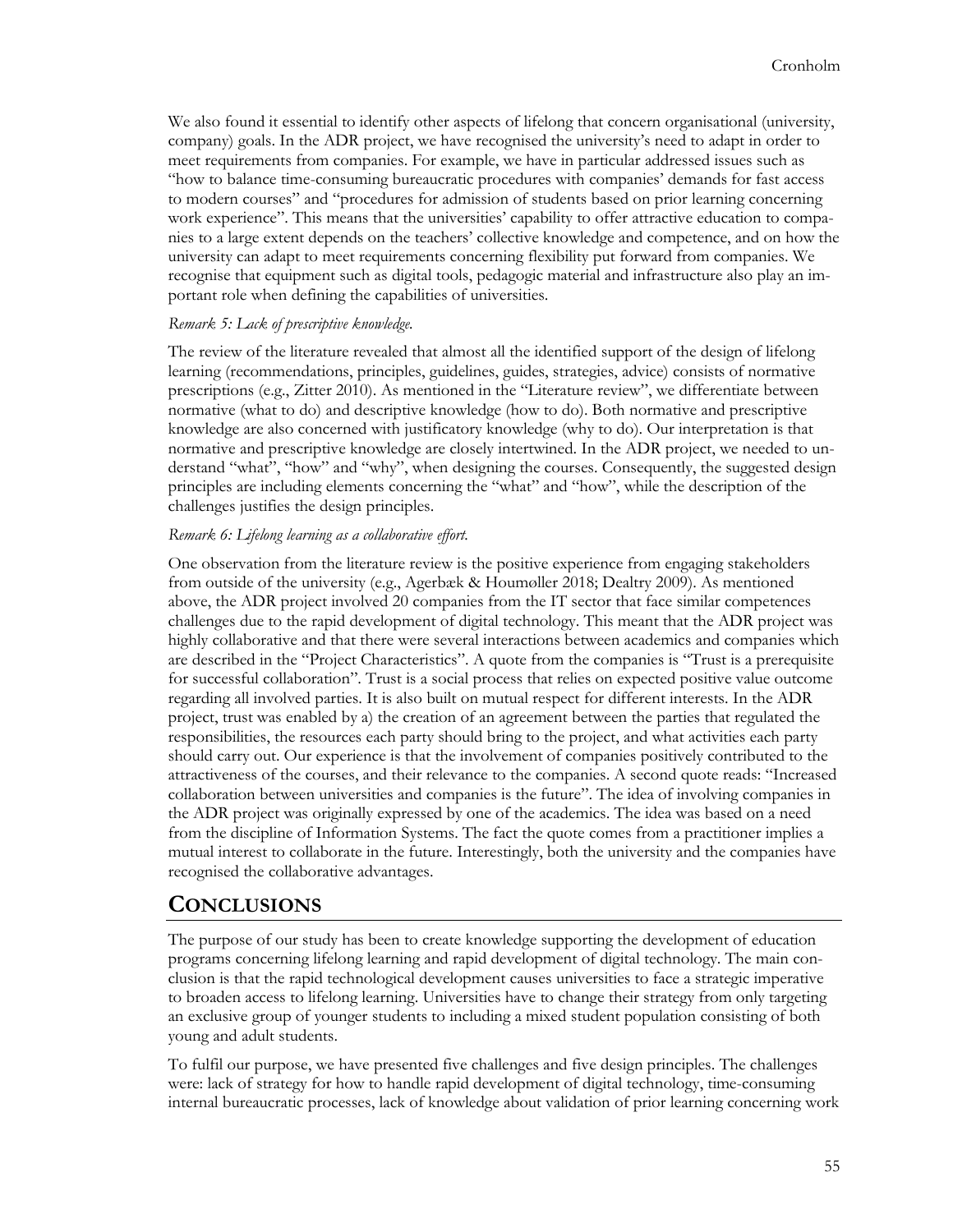We also found it essential to identify other aspects of lifelong that concern organisational (university, company) goals. In the ADR project, we have recognised the university's need to adapt in order to meet requirements from companies. For example, we have in particular addressed issues such as "how to balance time-consuming bureaucratic procedures with companies' demands for fast access to modern courses" and "procedures for admission of students based on prior learning concerning work experience". This means that the universities' capability to offer attractive education to companies to a large extent depends on the teachers' collective knowledge and competence, and on how the university can adapt to meet requirements concerning flexibility put forward from companies. We recognise that equipment such as digital tools, pedagogic material and infrastructure also play an important role when defining the capabilities of universities.

*Remark 5: Lack of prescriptive knowledge.*

The review of the literature revealed that almost all the identified support of the design of lifelong learning (recommendations, principles, guidelines, guides, strategies, advice) consists of normative prescriptions (e.g., Zitter 2010). As mentioned in the "Literature review", we differentiate between normative (what to do) and descriptive knowledge (how to do). Both normative and prescriptive knowledge are also concerned with justificatory knowledge (why to do). Our interpretation is that normative and prescriptive knowledge are closely intertwined. In the ADR project, we needed to understand "what", "how" and "why", when designing the courses. Consequently, the suggested design principles are including elements concerning the "what" and "how", while the description of the challenges justifies the design principles.

*Remark 6: Lifelong learning as a collaborative effort.*

One observation from the literature review is the positive experience from engaging stakeholders from outside of the university (e.g., Agerbæk & Houmøller 2018; Dealtry 2009). As mentioned above, the ADR project involved 20 companies from the IT sector that face similar competences challenges due to the rapid development of digital technology. This meant that the ADR project was highly collaborative and that there were several interactions between academics and companies which are described in the "Project Characteristics". A quote from the companies is "Trust is a prerequisite for successful collaboration". Trust is a social process that relies on expected positive value outcome regarding all involved parties. It is also built on mutual respect for different interests. In the ADR project, trust was enabled by a) the creation of an agreement between the parties that regulated the responsibilities, the resources each party should bring to the project, and what activities each party should carry out. Our experience is that the involvement of companies positively contributed to the attractiveness of the courses, and their relevance to the companies. A second quote reads: "Increased collaboration between universities and companies is the future". The idea of involving companies in the ADR project was originally expressed by one of the academics. The idea was based on a need from the discipline of Information Systems. The fact the quote comes from a practitioner implies a mutual interest to collaborate in the future. Interestingly, both the university and the companies have recognised the collaborative advantages.

## CONCLUSIONS

The purpose of our study has been to create knowledge supporting the development of education programs concerning lifelong learning and rapid development of digital technology. The main conclusion is that the rapid technological development causes universities to face a strategic imperative to broaden access to lifelong learning. Universities have to change their strategy from only targeting an exclusive group of younger students to including a mixed student population consisting of both young and adult students.

To fulfil our purpose, we have presented five challenges and five design principles. The challenges were: lack of strategy for how to handle rapid development of digital technology, time-consuming internal bureaucratic processes, lack of knowledge about validation of prior learning concerning work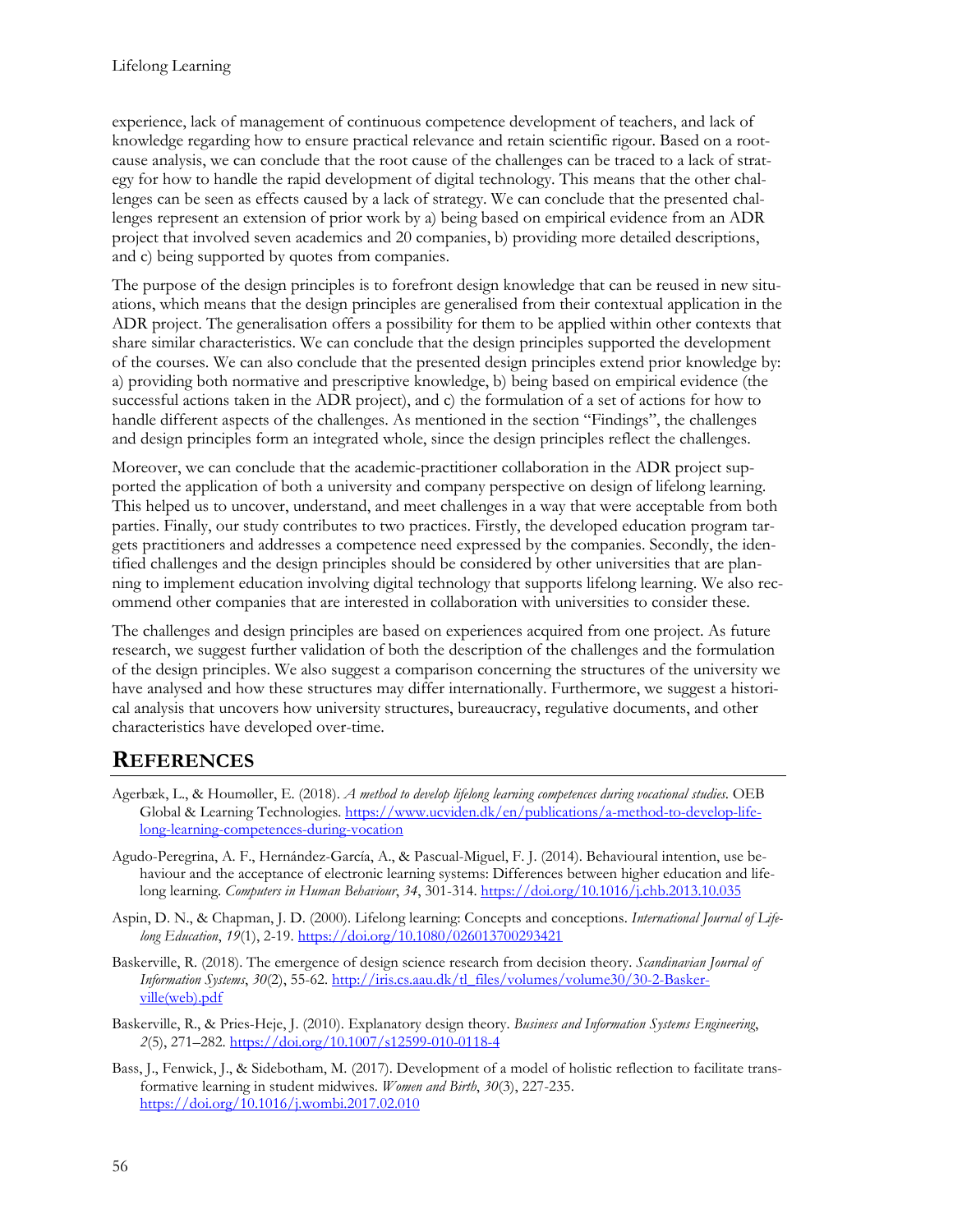experience, lack of management of continuous competence development of teachers, and lack of knowledge regarding how to ensure practical relevance and retain scientific rigour. Based on a root-cause analysis, we can conclude that the root cause of the challenges can be traced to a lack of strategy for how to handle the rapid development of digital technology. This means that the other challenges can be seen as effects caused by a lack of strategy. We can conclude that the presented challenges represent an extension of prior work by a) being based on empirical evidence from an ADR project that involved seven academics and 20 companies, b) providing more detailed descriptions, and c) being supported by quotes from companies.

The purpose of the design principles is to forefront design knowledge that can be reused in new situations, which means that the design principles are generalised from their contextual application in the ADR project. The generalisation offers a possibility for them to be applied within other contexts that share similar characteristics. We can conclude that the design principles supported the development of the courses. We can also conclude that the presented design principles extend prior knowledge by: a) providing both normative and prescriptive knowledge, b) being based on empirical evidence (the successful actions taken in the ADR project), and c) the formulation of a set of actions for how to handle different aspects of the challenges. As mentioned in the section "Findings", the challenges and design principles form an integrated whole, since the design principles reflect the challenges.

Moreover, we can conclude that the academic-practitioner collaboration in the ADR project supported the application of both a university and company perspective on design of lifelong learning. This helped us to uncover, understand, and meet challenges in a way that were acceptable from both parties. Finally, our study contributes to two practices. Firstly, the developed education program targets practitioners and addresses a competence need expressed by the companies. Secondly, the identified challenges and the design principles should be considered by other universities that are planning to implement education involving digital technology that supports lifelong learning. We also recommend other companies that are interested in collaboration with universities to consider these.

The challenges and design principles are based on experiences acquired from one project. As future research, we suggest further validation of both the description of the challenges and the formulation of the design principles. We also suggest a comparison concerning the structures of the university we have analysed and how these structures may differ internationally. Furthermore, we suggest a historical analysis that uncovers how university structures, bureaucracy, regulative documents, and other characteristics have developed over-time.

## REFERENCES

Agerbæk, L., & Houmøller, E. (2018). *A method to develop lifelong learning competences during vocational studies*. OEB Global & Learning Technologies. https://www.ucviden.dk/en/publications/a-method-to-develop-lifelong-learning-competences-during-vocation

Agudo-Peregrina, A. F., Hernández-García, A., & Pascual-Miguel, F. J. (2014). Behavioural intention, use behaviour and the acceptance of electronic learning systems: Differences between higher education and lifelong learning. *Computers in Human Behaviour*, *34*, 301-314. https://doi.org/10.1016/j.chb.2013.10.035

Aspin, D. N., & Chapman, J. D. (2000). Lifelong learning: Concepts and conceptions. *International Journal of Lifelong Education*, *19*(1), 2-19. https://doi.org/10.1080/026013700293421

Baskerville, R. (2018). The emergence of design science research from decision theory. *Scandinavian Journal of Information Systems*, *30*(2), 55-62. http://iris.cs.aau.dk/tl_files/volumes/volume30/30-2-Baskerville(web).pdf

Baskerville, R., & Pries-Heje, J. (2010). Explanatory design theory. *Business and Information Systems Engineering*, *2*(5), 271–282. https://doi.org/10.1007/s12599-010-0118-4

Bass, J., Fenwick, J., & Sidebotham, M. (2017). Development of a model of holistic reflection to facilitate transformative learning in student midwives. *Women and Birth*, *30*(3), 227-235. https://doi.org/10.1016/j.wombi.2017.02.010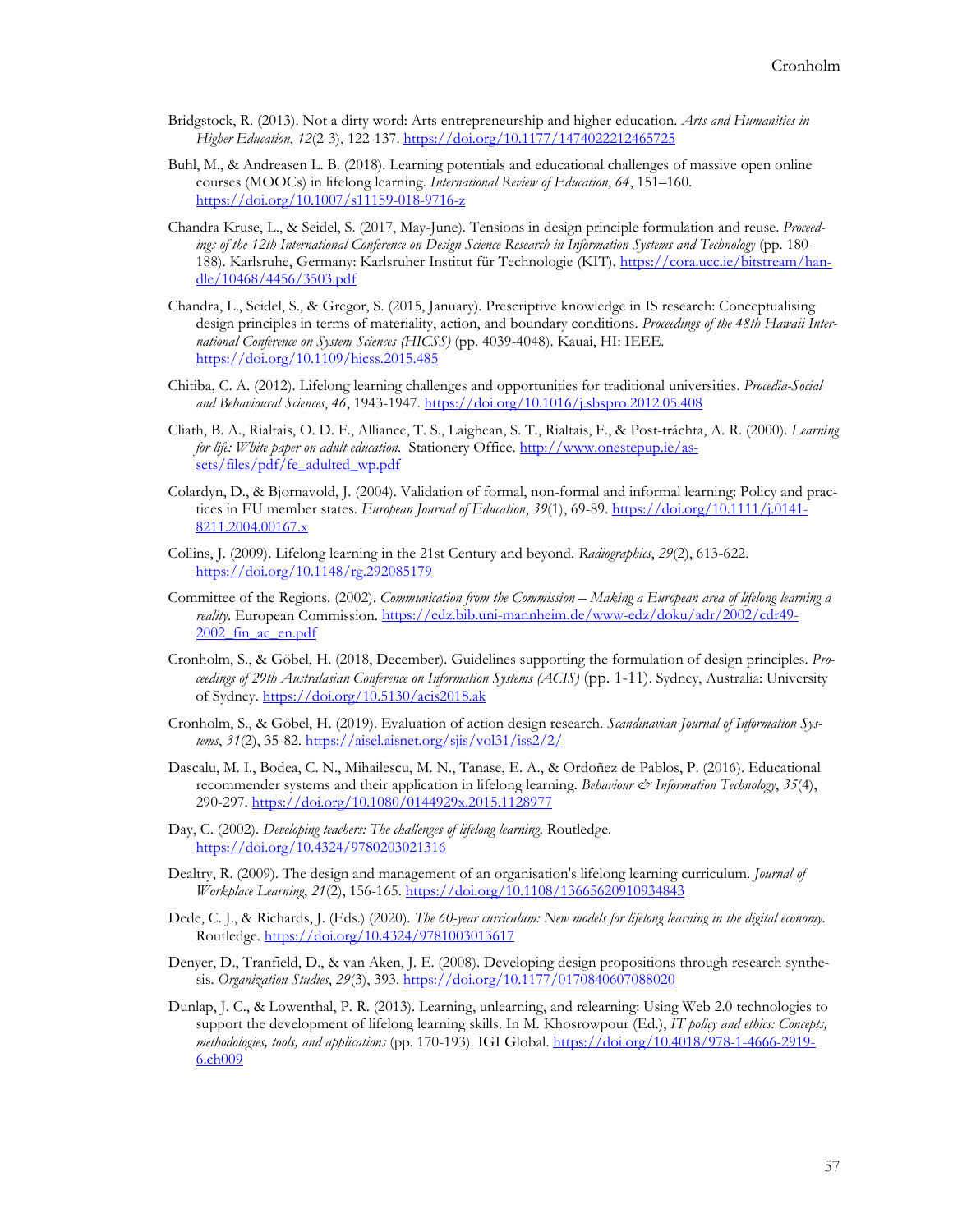Bridgstock, R. (2013). Not a dirty word: Arts entrepreneurship and higher education. *Arts and Humanities in Higher Education*, *12*(2-3), 122-137. https://doi.org/10.1177/1474022212465725

Buhl, M., & Andreasen L. B. (2018). Learning potentials and educational challenges of massive open online courses (MOOCs) in lifelong learning. *International Review of Education*, *64*, 151–160. https://doi.org/10.1007/s11159-018-9716-z

Chandra Kruse, L., & Seidel, S. (2017, May-June). Tensions in design principle formulation and reuse. *Proceedings of the 12th International Conference on Design Science Research in Information Systems and Technology* (pp. 180-188). Karlsruhe, Germany: Karlsruher Institut für Technologie (KIT). https://cora.ucc.ie/bitstream/handle/10468/4456/3503.pdf

Chandra, L., Seidel, S., & Gregor, S. (2015, January). Prescriptive knowledge in IS research: Conceptualising design principles in terms of materiality, action, and boundary conditions. *Proceedings of the 48th Hawaii International Conference on System Sciences (HICSS)* (pp. 4039-4048). Kauai, HI: IEEE. https://doi.org/10.1109/hicss.2015.485

Chitiba, C. A. (2012). Lifelong learning challenges and opportunities for traditional universities. *Procedia-Social and Behavioural Sciences*, *46*, 1943-1947. https://doi.org/10.1016/j.sbspro.2012.05.408

Cliath, B. A., Rialtais, O. D. F., Alliance, T. S., Laighean, S. T., Rialtais, F., & Post-tráchta, A. R. (2000). *Learning for life: White paper on adult education*. Stationery Office. http://www.onestepup.ie/assets/files/pdf/fe_adulted_wp.pdf

Colardyn, D., & Bjornavold, J. (2004). Validation of formal, non-formal and informal learning: Policy and practices in EU member states. *European Journal of Education*, *39*(1), 69-89. https://doi.org/10.1111/j.0141-8211.2004.00167.x

Collins, J. (2009). Lifelong learning in the 21st Century and beyond. *Radiographics*, *29*(2), 613-622. https://doi.org/10.1148/rg.292085179

Committee of the Regions. (2002). *Communication from the Commission – Making a European area of lifelong learning a reality*. European Commission. https://edz.bib.uni-mannheim.de/www-edz/doku/adr/2002/cdr49-2002_fin_ac_en.pdf

Cronholm, S., & Göbel, H. (2018, December). Guidelines supporting the formulation of design principles. *Proceedings of 29th Australasian Conference on Information Systems (ACIS)* (pp. 1-11). Sydney, Australia: University of Sydney. https://doi.org/10.5130/acis2018.ak

Cronholm, S., & Göbel, H. (2019). Evaluation of action design research. *Scandinavian Journal of Information Systems*, *31*(2), 35-82. https://aisel.aisnet.org/sjis/vol31/iss2/2/

Dascalu, M. I., Bodea, C. N., Mihailescu, M. N., Tanase, E. A., & Ordoñez de Pablos, P. (2016). Educational recommender systems and their application in lifelong learning. *Behaviour & Information Technology*, *35*(4), 290-297. https://doi.org/10.1080/0144929x.2015.1128977

Day, C. (2002). *Developing teachers: The challenges of lifelong learning*. Routledge. https://doi.org/10.4324/9780203021316

Dealtry, R. (2009). The design and management of an organisation's lifelong learning curriculum. *Journal of Workplace Learning*, *21*(2), 156-165. https://doi.org/10.1108/13665620910934843

Dede, C. J., & Richards, J. (Eds.) (2020). *The 60-year curriculum: New models for lifelong learning in the digital economy*. Routledge. https://doi.org/10.4324/9781003013617

Denyer, D., Tranfield, D., & van Aken, J. E. (2008). Developing design propositions through research synthesis. *Organization Studies*, *29*(3), 393. https://doi.org/10.1177/0170840607088020

Dunlap, J. C., & Lowenthal, P. R. (2013). Learning, unlearning, and relearning: Using Web 2.0 technologies to support the development of lifelong learning skills. In M. Khosrowpour (Ed.), *IT policy and ethics: Concepts, methodologies, tools, and applications* (pp. 170-193). IGI Global. https://doi.org/10.4018/978-1-4666-2919-6.ch009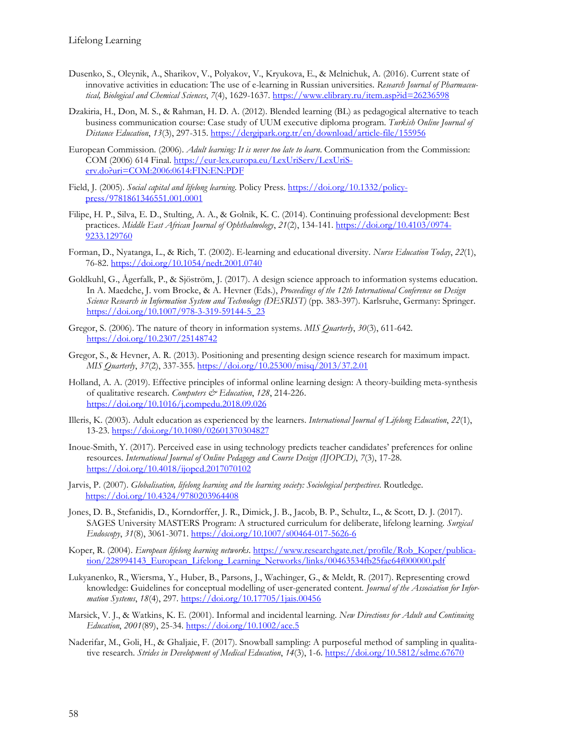Dusenko, S., Oleynik, A., Sharikov, V., Polyakov, V., Kryukova, E., & Melnichuk, A. (2016). Current state of innovative activities in education: The use of e-learning in Russian universities. *Research Journal of Pharmaceutical, Biological and Chemical Sciences*, *7*(4), 1629-1637. https://www.elibrary.ru/item.asp?id=26236598

Dzakiria, H., Don, M. S., & Rahman, H. D. A. (2012). Blended learning (BL) as pedagogical alternative to teach business communication course: Case study of UUM executive diploma program. *Turkish Online Journal of Distance Education*, *13*(3), 297-315. https://dergipark.org.tr/en/download/article-file/155956

European Commission. (2006). *Adult learning: It is never too late to learn*. Communication from the Commission: COM (2006) 614 Final. https://eur-lex.europa.eu/LexUriServ/LexUriServ.do?uri=COM:2006:0614:FIN:EN:PDF

Field, J. (2005). *Social capital and lifelong learning*. Policy Press. https://doi.org/10.1332/policypress/9781861346551.001.0001

Filipe, H. P., Silva, E. D., Stulting, A. A., & Golnik, K. C. (2014). Continuing professional development: Best practices. *Middle East African Journal of Ophthalmology*, *21*(2), 134-141. https://doi.org/10.4103/0974-9233.129760

Forman, D., Nyatanga, L., & Rich, T. (2002). E-learning and educational diversity. *Nurse Education Today*, *22*(1), 76-82. https://doi.org/10.1054/nedt.2001.0740

Goldkuhl, G., Ågerfalk, P., & Sjöström, J. (2017). A design science approach to information systems education. In A. Maedche, J. vom Brocke, & A. Hevner (Eds.), *Proceedings of the 12th International Conference on Design Science Research in Information System and Technology (DESRIST)* (pp. 383-397). Karlsruhe, Germany: Springer. https://doi.org/10.1007/978-3-319-59144-5_23

Gregor, S. (2006). The nature of theory in information systems. *MIS Quarterly*, *30*(3), 611-642. https://doi.org/10.2307/25148742

Gregor, S., & Hevner, A. R. (2013). Positioning and presenting design science research for maximum impact. *MIS Quarterly*, *37*(2), 337-355. https://doi.org/10.25300/misq/2013/37.2.01

Holland, A. A. (2019). Effective principles of informal online learning design: A theory-building meta-synthesis of qualitative research. *Computers & Education*, *128*, 214-226. https://doi.org/10.1016/j.compedu.2018.09.026

Illeris, K. (2003). Adult education as experienced by the learners. *International Journal of Lifelong Education*, *22*(1), 13-23. https://doi.org/10.1080/02601370304827

Inoue-Smith, Y. (2017). Perceived ease in using technology predicts teacher candidates' preferences for online resources. *International Journal of Online Pedagogy and Course Design (IJOPCD)*, *7*(3), 17-28. https://doi.org/10.4018/ijopcd.2017070102

Jarvis, P. (2007). *Globalisation, lifelong learning and the learning society: Sociological perspectives*. Routledge. https://doi.org/10.4324/9780203964408

Jones, D. B., Stefanidis, D., Korndorffer, J. R., Dimick, J. B., Jacob, B. P., Schultz, L., & Scott, D. J. (2017). SAGES University MASTERS Program: A structured curriculum for deliberate, lifelong learning. *Surgical Endoscopy*, *31*(8), 3061-3071. https://doi.org/10.1007/s00464-017-5626-6

Koper, R. (2004). *European lifelong learning networks*. https://www.researchgate.net/profile/Rob_Koper/publication/228994143_European_Lifelong_Learning_Networks/links/00463534fb25fae64f000000.pdf

Lukyanenko, R., Wiersma, Y., Huber, B., Parsons, J., Wachinger, G., & Meldt, R. (2017). Representing crowd knowledge: Guidelines for conceptual modelling of user-generated content. *Journal of the Association for Information Systems*, *18*(4), 297. https://doi.org/10.17705/1jais.00456

Marsick, V. J., & Watkins, K. E. (2001). Informal and incidental learning. *New Directions for Adult and Continuing Education*, *2001*(89), 25-34. https://doi.org/10.1002/ace.5

Naderifar, M., Goli, H., & Ghaljaie, F. (2017). Snowball sampling: A purposeful method of sampling in qualitative research. *Strides in Development of Medical Education*, *14*(3), 1-6. https://doi.org/10.5812/sdme.67670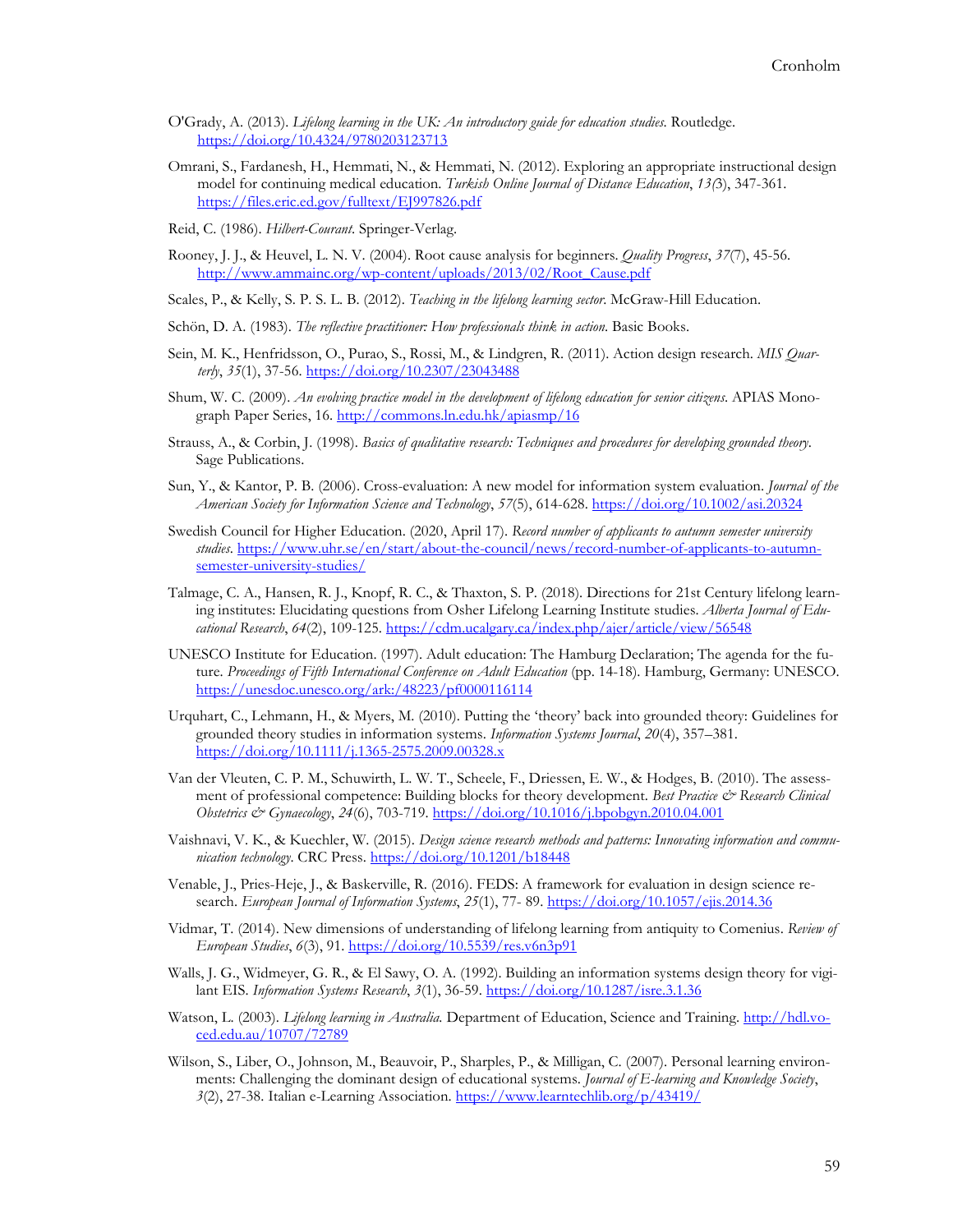O'Grady, A. (2013). *Lifelong learning in the UK: An introductory guide for education studies*. Routledge. https://doi.org/10.4324/9780203123713

Omrani, S., Fardanesh, H., Hemmati, N., & Hemmati, N. (2012). Exploring an appropriate instructional design model for continuing medical education. *Turkish Online Journal of Distance Education*, *13(*3), 347-361. https://files.eric.ed.gov/fulltext/EJ997826.pdf

Reid, C. (1986). *Hilbert-Courant*. Springer-Verlag.

Rooney, J. J., & Heuvel, L. N. V. (2004). Root cause analysis for beginners. *Quality Progress*, *37*(7), 45-56. http://www.ammainc.org/wp-content/uploads/2013/02/Root_Cause.pdf

Scales, P., & Kelly, S. P. S. L. B. (2012). *Teaching in the lifelong learning sector*. McGraw-Hill Education.

Schön, D. A. (1983). *The reflective practitioner: How professionals think in action*. Basic Books.

Sein, M. K., Henfridsson, O., Purao, S., Rossi, M., & Lindgren, R. (2011). Action design research. *MIS Quarterly*, *35*(1), 37-56. https://doi.org/10.2307/23043488

Shum, W. C. (2009). *An evolving practice model in the development of lifelong education for senior citizens*. APIAS Monograph Paper Series, 16. http://commons.ln.edu.hk/apiasmp/16

Strauss, A., & Corbin, J. (1998). *Basics of qualitative research: Techniques and procedures for developing grounded theory*. Sage Publications.

Sun, Y., & Kantor, P. B. (2006). Cross-evaluation: A new model for information system evaluation. *Journal of the American Society for Information Science and Technology*, *57*(5), 614-628. https://doi.org/10.1002/asi.20324

Swedish Council for Higher Education. (2020, April 17). *Record number of applicants to autumn semester university studies*. https://www.uhr.se/en/start/about-the-council/news/record-number-of-applicants-to-autumn-semester-university-studies/

Talmage, C. A., Hansen, R. J., Knopf, R. C., & Thaxton, S. P. (2018). Directions for 21st Century lifelong learning institutes: Elucidating questions from Osher Lifelong Learning Institute studies. *Alberta Journal of Educational Research*, *64*(2), 109-125. https://cdm.ucalgary.ca/index.php/ajer/article/view/56548

UNESCO Institute for Education. (1997). Adult education: The Hamburg Declaration; The agenda for the future. *Proceedings of Fifth International Conference on Adult Education* (pp. 14-18). Hamburg, Germany: UNESCO. https://unesdoc.unesco.org/ark:/48223/pf0000116114

Urquhart, C., Lehmann, H., & Myers, M. (2010). Putting the 'theory' back into grounded theory: Guidelines for grounded theory studies in information systems. *Information Systems Journal*, *20*(4), 357–381. https://doi.org/10.1111/j.1365-2575.2009.00328.x

Van der Vleuten, C. P. M., Schuwirth, L. W. T., Scheele, F., Driessen, E. W., & Hodges, B. (2010). The assessment of professional competence: Building blocks for theory development. *Best Practice & Research Clinical Obstetrics & Gynaecology*, *24*(6), 703-719. https://doi.org/10.1016/j.bpobgyn.2010.04.001

Vaishnavi, V. K., & Kuechler, W. (2015). *Design science research methods and patterns: Innovating information and communication technology*. CRC Press. https://doi.org/10.1201/b18448

Venable, J., Pries-Heje, J., & Baskerville, R. (2016). FEDS: A framework for evaluation in design science research. *European Journal of Information Systems*, *25*(1), 77- 89. https://doi.org/10.1057/ejis.2014.36

Vidmar, T. (2014). New dimensions of understanding of lifelong learning from antiquity to Comenius. *Review of European Studies*, *6*(3), 91. https://doi.org/10.5539/res.v6n3p91

Walls, J. G., Widmeyer, G. R., & El Sawy, O. A. (1992). Building an information systems design theory for vigilant EIS. *Information Systems Research*, *3*(1), 36-59. https://doi.org/10.1287/isre.3.1.36

Watson, L. (2003). *Lifelong learning in Australia.* Department of Education, Science and Training. http://hdl.voced.edu.au/10707/72789

Wilson, S., Liber, O., Johnson, M., Beauvoir, P., Sharples, P., & Milligan, C. (2007). Personal learning environments: Challenging the dominant design of educational systems. *Journal of E-learning and Knowledge Society*, *3*(2), 27-38. Italian e-Learning Association. https://www.learntechlib.org/p/43419/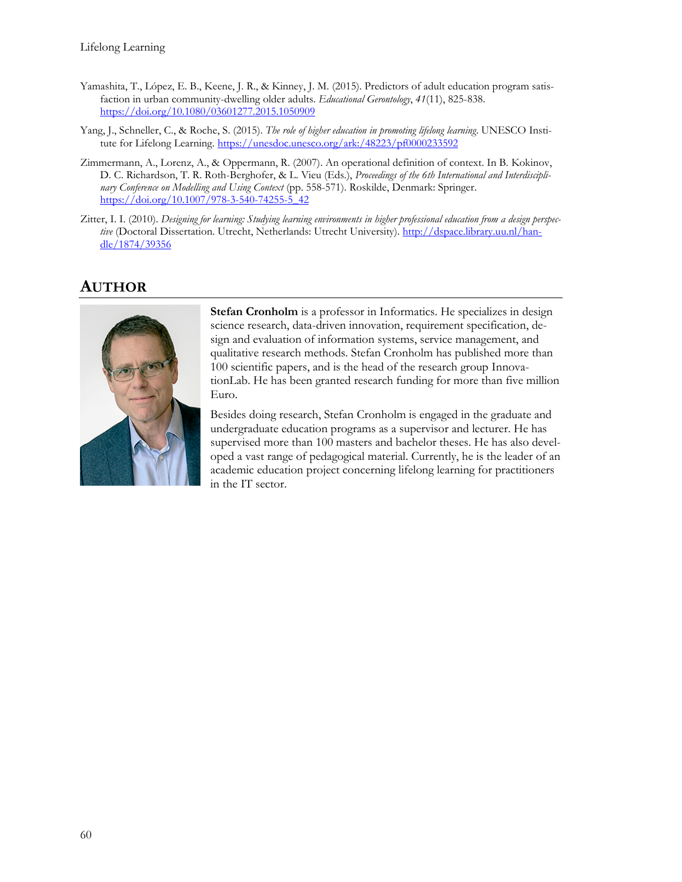Yamashita, T., López, E. B., Keene, J. R., & Kinney, J. M. (2015). Predictors of adult education program satisfaction in urban community-dwelling older adults. *Educational Gerontology*, *41*(11), 825-838. https://doi.org/10.1080/03601277.2015.1050909

Yang, J., Schneller, C., & Roche, S. (2015). *The role of higher education in promoting lifelong learning*. UNESCO Institute for Lifelong Learning. https://unesdoc.unesco.org/ark:/48223/pf0000233592

Zimmermann, A., Lorenz, A., & Oppermann, R. (2007). An operational definition of context. In B. Kokinov, D. C. Richardson, T. R. Roth-Berghofer, & L. Vieu (Eds.), *Proceedings of the 6th International and Interdisciplinary Conference on Modelling and Using Context* (pp. 558-571). Roskilde, Denmark: Springer. https://doi.org/10.1007/978-3-540-74255-5_42

Zitter, I. I. (2010). *Designing for learning: Studying learning environments in higher professional education from a design perspective* (Doctoral Dissertation. Utrecht, Netherlands: Utrecht University). http://dspace.library.uu.nl/handle/1874/39356

## AUTHOR

**Stefan Cronholm** is a professor in Informatics. He specializes in design science research, data-driven innovation, requirement specification, design and evaluation of information systems, service management, and qualitative research methods. Stefan Cronholm has published more than 100 scientific papers, and is the head of the research group InnovationLab. He has been granted research funding for more than five million Euro.

Besides doing research, Stefan Cronholm is engaged in the graduate and undergraduate education programs as a supervisor and lecturer. He has supervised more than 100 masters and bachelor theses. He has also developed a vast range of pedagogical material. Currently, he is the leader of an academic education project concerning lifelong learning for practitioners in the IT sector.